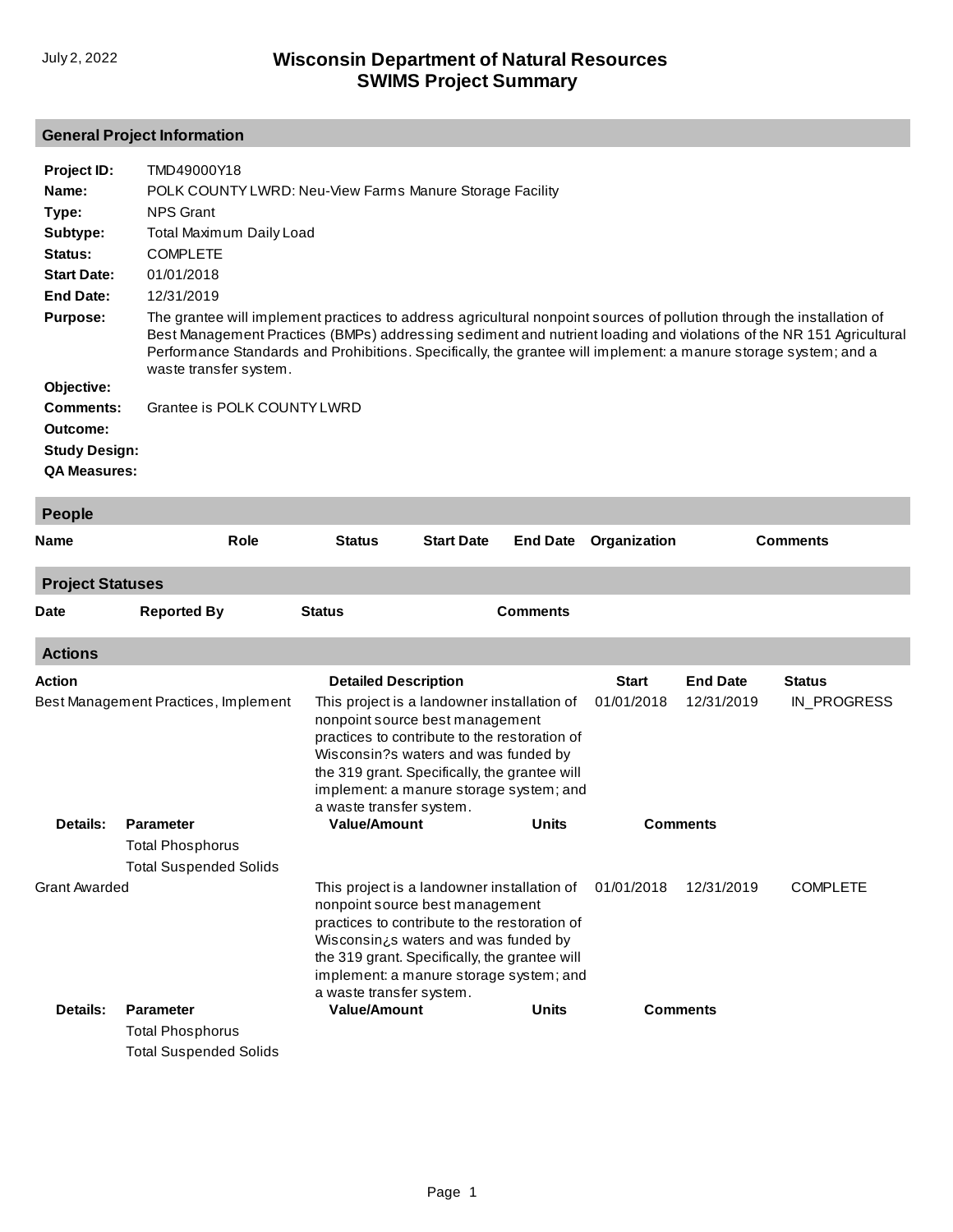July 2, 2022

# Wisconsin Department of Natural Resources
# SWIMS Project Summary

## General Project Information

**Project ID:** TMD49000Y18

**Name:** POLK COUNTY LWRD: Neu-View Farms Manure Storage Facility

**Type:** NPS Grant

**Subtype:** Total Maximum Daily Load

**Status:** COMPLETE

**Start Date:** 01/01/2018

**End Date:** 12/31/2019

**Purpose:** The grantee will implement practices to address agricultural nonpoint sources of pollution through the installation of Best Management Practices (BMPs) addressing sediment and nutrient loading and violations of the NR 151 Agricultural Performance Standards and Prohibitions. Specifically, the grantee will implement: a manure storage system; and a waste transfer system.

**Objective:**

**Comments:** Grantee is POLK COUNTY LWRD

**Outcome:**

**Study Design:**

**QA Measures:**

## People

| Name | Role | Status | Start Date | End Date | Organization | Comments |
| --- | --- | --- | --- | --- | --- | --- |

## Project Statuses

| Date | Reported By | Status | Comments |
| --- | --- | --- | --- |

## Actions

| Action | Detailed Description | Start | End Date | Status |
| --- | --- | --- | --- | --- |
| Best Management Practices, Implement | This project is a landowner installation of nonpoint source best management practices to contribute to the restoration of Wisconsin?s waters and was funded by the 319 grant. Specifically, the grantee will implement: a manure storage system; and a waste transfer system. | 01/01/2018 | 12/31/2019 | IN_PROGRESS |

**Details:**

| Parameter | Value/Amount | Units | Comments |
| --- | --- | --- | --- |
| Total Phosphorus | | | |
| Total Suspended Solids | | | |

| Action | Detailed Description | Start | End Date | Status |
| --- | --- | --- | --- | --- |
| Grant Awarded | This project is a landowner installation of nonpoint source best management practices to contribute to the restoration of Wisconsin¿s waters and was funded by the 319 grant. Specifically, the grantee will implement: a manure storage system; and a waste transfer system. | 01/01/2018 | 12/31/2019 | COMPLETE |

**Details:**

| Parameter | Value/Amount | Units | Comments |
| --- | --- | --- | --- |
| Total Phosphorus | | | |
| Total Suspended Solids | | | |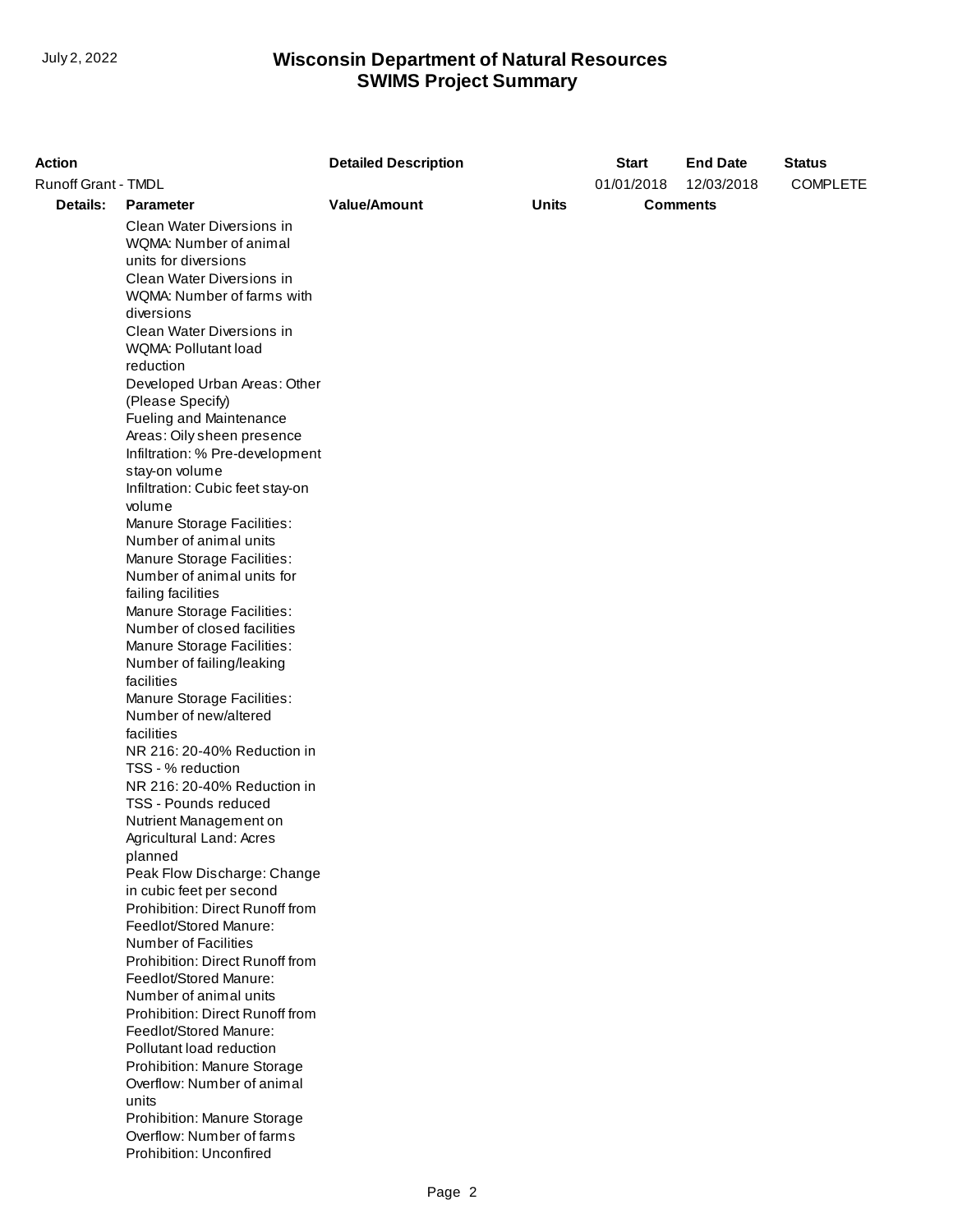| Action | | Detailed Description | | Start | End Date | Status |
|---|---|---|---|---|---|---|
| Runoff Grant - TMDL | | | | 01/01/2018 | 12/03/2018 | COMPLETE |
| **Details:** | **Parameter** | **Value/Amount** | **Units** | **Comments** | | |
| | Clean Water Diversions in WQMA: Number of animal units for diversions | | | | | |
| | Clean Water Diversions in WQMA: Number of farms with diversions | | | | | |
| | Clean Water Diversions in WQMA: Pollutant load reduction | | | | | |
| | Developed Urban Areas: Other (Please Specify) | | | | | |
| | Fueling and Maintenance Areas: Oily sheen presence | | | | | |
| | Infiltration: % Pre-development stay-on volume | | | | | |
| | Infiltration: Cubic feet stay-on volume | | | | | |
| | Manure Storage Facilities: Number of animal units | | | | | |
| | Manure Storage Facilities: Number of animal units for failing facilities | | | | | |
| | Manure Storage Facilities: Number of closed facilities | | | | | |
| | Manure Storage Facilities: Number of failing/leaking facilities | | | | | |
| | Manure Storage Facilities: Number of new/altered facilities | | | | | |
| | NR 216: 20-40% Reduction in TSS - % reduction | | | | | |
| | NR 216: 20-40% Reduction in TSS - Pounds reduced | | | | | |
| | Nutrient Management on Agricultural Land: Acres planned | | | | | |
| | Peak Flow Discharge: Change in cubic feet per second | | | | | |
| | Prohibition: Direct Runoff from Feedlot/Stored Manure: Number of Facilities | | | | | |
| | Prohibition: Direct Runoff from Feedlot/Stored Manure: Number of animal units | | | | | |
| | Prohibition: Direct Runoff from Feedlot/Stored Manure: Pollutant load reduction | | | | | |
| | Prohibition: Manure Storage Overflow: Number of animal units | | | | | |
| | Prohibition: Manure Storage Overflow: Number of farms | | | | | |
| | Prohibition: Unconfired | | | | | |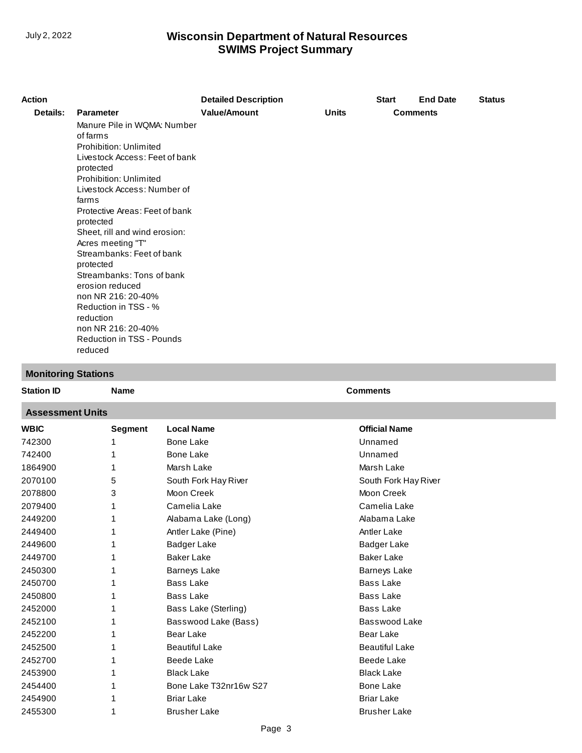| Action | | Detailed Description | | Start | End Date | Status |
|---|---|---|---|---|---|---|
| **Details:** | **Parameter** | **Value/Amount** | **Units** | **Comments** | | |
| | Manure Pile in WQMA: Number of farms | | | | | |
| | Prohibition: Unlimited Livestock Access: Feet of bank protected | | | | | |
| | Prohibition: Unlimited Livestock Access: Number of farms | | | | | |
| | Protective Areas: Feet of bank protected | | | | | |
| | Sheet, rill and wind erosion: Acres meeting "T" | | | | | |
| | Streambanks: Feet of bank protected | | | | | |
| | Streambanks: Tons of bank erosion reduced | | | | | |
| | non NR 216: 20-40% Reduction in TSS - % reduction | | | | | |
| | non NR 216: 20-40% Reduction in TSS - Pounds reduced | | | | | |

## Monitoring Stations

| Station ID | Name | Comments |
|---|---|---|

## Assessment Units

| WBIC | Segment | Local Name | Official Name |
|---|---|---|---|
| 742300 | 1 | Bone Lake | Unnamed |
| 742400 | 1 | Bone Lake | Unnamed |
| 1864900 | 1 | Marsh Lake | Marsh Lake |
| 2070100 | 5 | South Fork Hay River | South Fork Hay River |
| 2078800 | 3 | Moon Creek | Moon Creek |
| 2079400 | 1 | Camelia Lake | Camelia Lake |
| 2449200 | 1 | Alabama Lake (Long) | Alabama Lake |
| 2449400 | 1 | Antler Lake (Pine) | Antler Lake |
| 2449600 | 1 | Badger Lake | Badger Lake |
| 2449700 | 1 | Baker Lake | Baker Lake |
| 2450300 | 1 | Barneys Lake | Barneys Lake |
| 2450700 | 1 | Bass Lake | Bass Lake |
| 2450800 | 1 | Bass Lake | Bass Lake |
| 2452000 | 1 | Bass Lake (Sterling) | Bass Lake |
| 2452100 | 1 | Basswood Lake (Bass) | Basswood Lake |
| 2452200 | 1 | Bear Lake | Bear Lake |
| 2452500 | 1 | Beautiful Lake | Beautiful Lake |
| 2452700 | 1 | Beede Lake | Beede Lake |
| 2453900 | 1 | Black Lake | Black Lake |
| 2454400 | 1 | Bone Lake T32nr16w S27 | Bone Lake |
| 2454900 | 1 | Briar Lake | Briar Lake |
| 2455300 | 1 | Brusher Lake | Brusher Lake |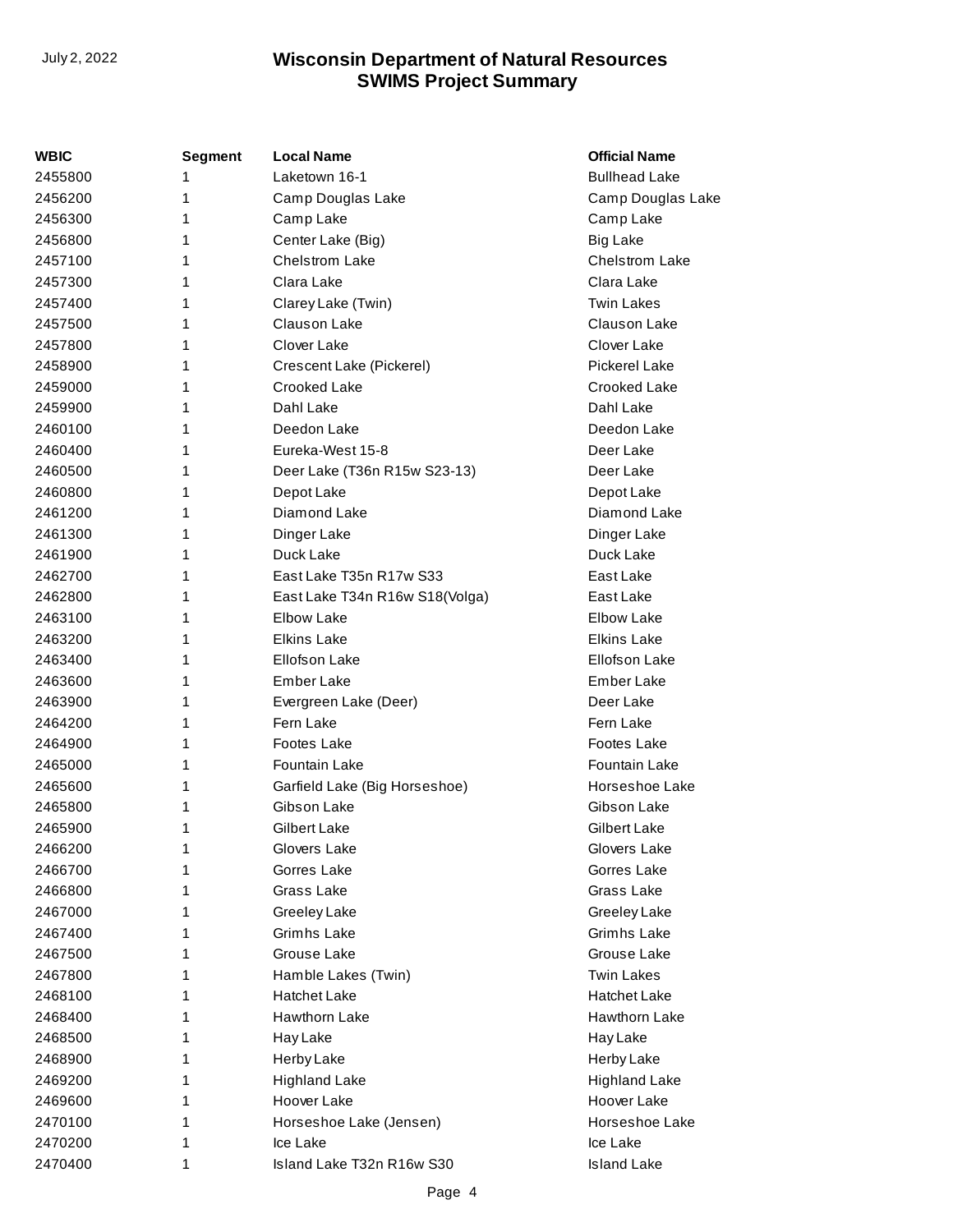| WBIC | Segment | Local Name | Official Name |
|---|---|---|---|
| 2455800 | 1 | Laketown 16-1 | Bullhead Lake |
| 2456200 | 1 | Camp Douglas Lake | Camp Douglas Lake |
| 2456300 | 1 | Camp Lake | Camp Lake |
| 2456800 | 1 | Center Lake (Big) | Big Lake |
| 2457100 | 1 | Chelstrom Lake | Chelstrom Lake |
| 2457300 | 1 | Clara Lake | Clara Lake |
| 2457400 | 1 | Clarey Lake (Twin) | Twin Lakes |
| 2457500 | 1 | Clauson Lake | Clauson Lake |
| 2457800 | 1 | Clover Lake | Clover Lake |
| 2458900 | 1 | Crescent Lake (Pickerel) | Pickerel Lake |
| 2459000 | 1 | Crooked Lake | Crooked Lake |
| 2459900 | 1 | Dahl Lake | Dahl Lake |
| 2460100 | 1 | Deedon Lake | Deedon Lake |
| 2460400 | 1 | Eureka-West 15-8 | Deer Lake |
| 2460500 | 1 | Deer Lake (T36n R15w S23-13) | Deer Lake |
| 2460800 | 1 | Depot Lake | Depot Lake |
| 2461200 | 1 | Diamond Lake | Diamond Lake |
| 2461300 | 1 | Dinger Lake | Dinger Lake |
| 2461900 | 1 | Duck Lake | Duck Lake |
| 2462700 | 1 | East Lake T35n R17w S33 | East Lake |
| 2462800 | 1 | East Lake T34n R16w S18(Volga) | East Lake |
| 2463100 | 1 | Elbow Lake | Elbow Lake |
| 2463200 | 1 | Elkins Lake | Elkins Lake |
| 2463400 | 1 | Ellofson Lake | Ellofson Lake |
| 2463600 | 1 | Ember Lake | Ember Lake |
| 2463900 | 1 | Evergreen Lake (Deer) | Deer Lake |
| 2464200 | 1 | Fern Lake | Fern Lake |
| 2464900 | 1 | Footes Lake | Footes Lake |
| 2465000 | 1 | Fountain Lake | Fountain Lake |
| 2465600 | 1 | Garfield Lake (Big Horseshoe) | Horseshoe Lake |
| 2465800 | 1 | Gibson Lake | Gibson Lake |
| 2465900 | 1 | Gilbert Lake | Gilbert Lake |
| 2466200 | 1 | Glovers Lake | Glovers Lake |
| 2466700 | 1 | Gorres Lake | Gorres Lake |
| 2466800 | 1 | Grass Lake | Grass Lake |
| 2467000 | 1 | Greeley Lake | Greeley Lake |
| 2467400 | 1 | Grimhs Lake | Grimhs Lake |
| 2467500 | 1 | Grouse Lake | Grouse Lake |
| 2467800 | 1 | Hamble Lakes (Twin) | Twin Lakes |
| 2468100 | 1 | Hatchet Lake | Hatchet Lake |
| 2468400 | 1 | Hawthorn Lake | Hawthorn Lake |
| 2468500 | 1 | Hay Lake | Hay Lake |
| 2468900 | 1 | Herby Lake | Herby Lake |
| 2469200 | 1 | Highland Lake | Highland Lake |
| 2469600 | 1 | Hoover Lake | Hoover Lake |
| 2470100 | 1 | Horseshoe Lake (Jensen) | Horseshoe Lake |
| 2470200 | 1 | Ice Lake | Ice Lake |
| 2470400 | 1 | Island Lake T32n R16w S30 | Island Lake |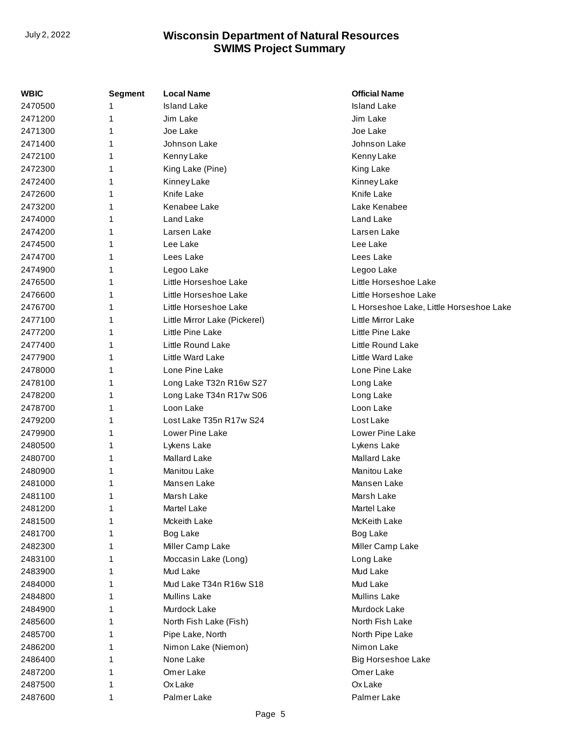| WBIC | Segment | Local Name | Official Name |
| --- | --- | --- | --- |
| 2470500 | 1 | Island Lake | Island Lake |
| 2471200 | 1 | Jim Lake | Jim Lake |
| 2471300 | 1 | Joe Lake | Joe Lake |
| 2471400 | 1 | Johnson Lake | Johnson Lake |
| 2472100 | 1 | Kenny Lake | Kenny Lake |
| 2472300 | 1 | King Lake (Pine) | King Lake |
| 2472400 | 1 | Kinney Lake | Kinney Lake |
| 2472600 | 1 | Knife Lake | Knife Lake |
| 2473200 | 1 | Kenabee Lake | Lake Kenabee |
| 2474000 | 1 | Land Lake | Land Lake |
| 2474200 | 1 | Larsen Lake | Larsen Lake |
| 2474500 | 1 | Lee Lake | Lee Lake |
| 2474700 | 1 | Lees Lake | Lees Lake |
| 2474900 | 1 | Legoo Lake | Legoo Lake |
| 2476500 | 1 | Little Horseshoe Lake | Little Horseshoe Lake |
| 2476600 | 1 | Little Horseshoe Lake | Little Horseshoe Lake |
| 2476700 | 1 | Little Horseshoe Lake | L Horseshoe Lake, Little Horseshoe Lake |
| 2477100 | 1 | Little Mirror Lake (Pickerel) | Little Mirror Lake |
| 2477200 | 1 | Little Pine Lake | Little Pine Lake |
| 2477400 | 1 | Little Round Lake | Little Round Lake |
| 2477900 | 1 | Little Ward Lake | Little Ward Lake |
| 2478000 | 1 | Lone Pine Lake | Lone Pine Lake |
| 2478100 | 1 | Long Lake T32n R16w S27 | Long Lake |
| 2478200 | 1 | Long Lake T34n R17w S06 | Long Lake |
| 2478700 | 1 | Loon Lake | Loon Lake |
| 2479200 | 1 | Lost Lake T35n R17w S24 | Lost Lake |
| 2479900 | 1 | Lower Pine Lake | Lower Pine Lake |
| 2480500 | 1 | Lykens Lake | Lykens Lake |
| 2480700 | 1 | Mallard Lake | Mallard Lake |
| 2480900 | 1 | Manitou Lake | Manitou Lake |
| 2481000 | 1 | Mansen Lake | Mansen Lake |
| 2481100 | 1 | Marsh Lake | Marsh Lake |
| 2481200 | 1 | Martel Lake | Martel Lake |
| 2481500 | 1 | Mckeith Lake | McKeith Lake |
| 2481700 | 1 | Bog Lake | Bog Lake |
| 2482300 | 1 | Miller Camp Lake | Miller Camp Lake |
| 2483100 | 1 | Moccasin Lake (Long) | Long Lake |
| 2483900 | 1 | Mud Lake | Mud Lake |
| 2484000 | 1 | Mud Lake T34n R16w S18 | Mud Lake |
| 2484800 | 1 | Mullins Lake | Mullins Lake |
| 2484900 | 1 | Murdock Lake | Murdock Lake |
| 2485600 | 1 | North Fish Lake (Fish) | North Fish Lake |
| 2485700 | 1 | Pipe Lake, North | North Pipe Lake |
| 2486200 | 1 | Nimon Lake (Niemon) | Nimon Lake |
| 2486400 | 1 | None Lake | Big Horseshoe Lake |
| 2487200 | 1 | Omer Lake | Omer Lake |
| 2487500 | 1 | Ox Lake | Ox Lake |
| 2487600 | 1 | Palmer Lake | Palmer Lake |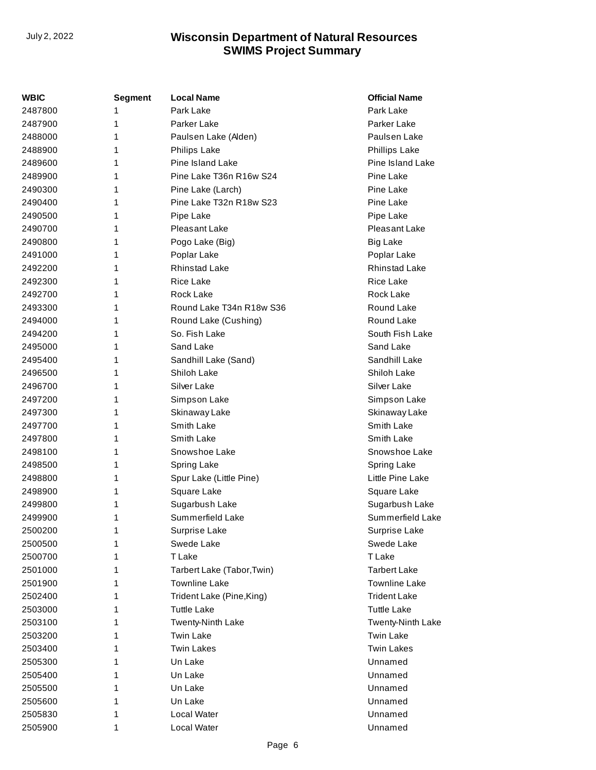| WBIC | Segment | Local Name | Official Name |
|---|---|---|---|
| 2487800 | 1 | Park Lake | Park Lake |
| 2487900 | 1 | Parker Lake | Parker Lake |
| 2488000 | 1 | Paulsen Lake (Alden) | Paulsen Lake |
| 2488900 | 1 | Philips Lake | Phillips Lake |
| 2489600 | 1 | Pine Island Lake | Pine Island Lake |
| 2489900 | 1 | Pine Lake T36n R16w S24 | Pine Lake |
| 2490300 | 1 | Pine Lake (Larch) | Pine Lake |
| 2490400 | 1 | Pine Lake T32n R18w S23 | Pine Lake |
| 2490500 | 1 | Pipe Lake | Pipe Lake |
| 2490700 | 1 | Pleasant Lake | Pleasant Lake |
| 2490800 | 1 | Pogo Lake (Big) | Big Lake |
| 2491000 | 1 | Poplar Lake | Poplar Lake |
| 2492200 | 1 | Rhinstad Lake | Rhinstad Lake |
| 2492300 | 1 | Rice Lake | Rice Lake |
| 2492700 | 1 | Rock Lake | Rock Lake |
| 2493300 | 1 | Round Lake T34n R18w S36 | Round Lake |
| 2494000 | 1 | Round Lake (Cushing) | Round Lake |
| 2494200 | 1 | So. Fish Lake | South Fish Lake |
| 2495000 | 1 | Sand Lake | Sand Lake |
| 2495400 | 1 | Sandhill Lake (Sand) | Sandhill Lake |
| 2496500 | 1 | Shiloh Lake | Shiloh Lake |
| 2496700 | 1 | Silver Lake | Silver Lake |
| 2497200 | 1 | Simpson Lake | Simpson Lake |
| 2497300 | 1 | Skinaway Lake | Skinaway Lake |
| 2497700 | 1 | Smith Lake | Smith Lake |
| 2497800 | 1 | Smith Lake | Smith Lake |
| 2498100 | 1 | Snowshoe Lake | Snowshoe Lake |
| 2498500 | 1 | Spring Lake | Spring Lake |
| 2498800 | 1 | Spur Lake (Little Pine) | Little Pine Lake |
| 2498900 | 1 | Square Lake | Square Lake |
| 2499800 | 1 | Sugarbush Lake | Sugarbush Lake |
| 2499900 | 1 | Summerfield Lake | Summerfield Lake |
| 2500200 | 1 | Surprise Lake | Surprise Lake |
| 2500500 | 1 | Swede Lake | Swede Lake |
| 2500700 | 1 | T Lake | T Lake |
| 2501000 | 1 | Tarbert Lake (Tabor,Twin) | Tarbert Lake |
| 2501900 | 1 | Townline Lake | Townline Lake |
| 2502400 | 1 | Trident Lake (Pine,King) | Trident Lake |
| 2503000 | 1 | Tuttle Lake | Tuttle Lake |
| 2503100 | 1 | Twenty-Ninth Lake | Twenty-Ninth Lake |
| 2503200 | 1 | Twin Lake | Twin Lake |
| 2503400 | 1 | Twin Lakes | Twin Lakes |
| 2505300 | 1 | Un Lake | Unnamed |
| 2505400 | 1 | Un Lake | Unnamed |
| 2505500 | 1 | Un Lake | Unnamed |
| 2505600 | 1 | Un Lake | Unnamed |
| 2505830 | 1 | Local Water | Unnamed |
| 2505900 | 1 | Local Water | Unnamed |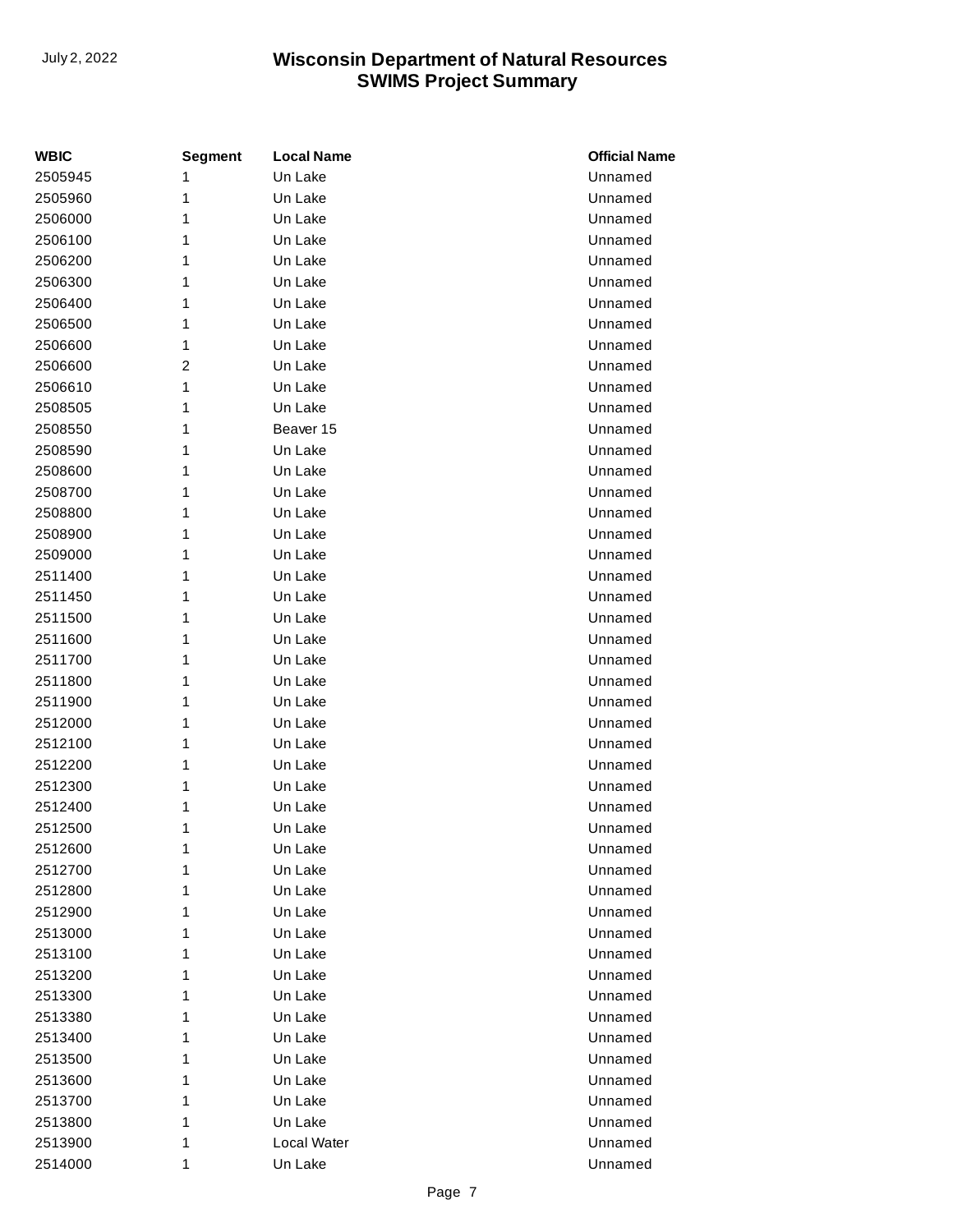| WBIC | Segment | Local Name | Official Name |
| --- | --- | --- | --- |
| 2505945 | 1 | Un Lake | Unnamed |
| 2505960 | 1 | Un Lake | Unnamed |
| 2506000 | 1 | Un Lake | Unnamed |
| 2506100 | 1 | Un Lake | Unnamed |
| 2506200 | 1 | Un Lake | Unnamed |
| 2506300 | 1 | Un Lake | Unnamed |
| 2506400 | 1 | Un Lake | Unnamed |
| 2506500 | 1 | Un Lake | Unnamed |
| 2506600 | 1 | Un Lake | Unnamed |
| 2506600 | 2 | Un Lake | Unnamed |
| 2506610 | 1 | Un Lake | Unnamed |
| 2508505 | 1 | Un Lake | Unnamed |
| 2508550 | 1 | Beaver 15 | Unnamed |
| 2508590 | 1 | Un Lake | Unnamed |
| 2508600 | 1 | Un Lake | Unnamed |
| 2508700 | 1 | Un Lake | Unnamed |
| 2508800 | 1 | Un Lake | Unnamed |
| 2508900 | 1 | Un Lake | Unnamed |
| 2509000 | 1 | Un Lake | Unnamed |
| 2511400 | 1 | Un Lake | Unnamed |
| 2511450 | 1 | Un Lake | Unnamed |
| 2511500 | 1 | Un Lake | Unnamed |
| 2511600 | 1 | Un Lake | Unnamed |
| 2511700 | 1 | Un Lake | Unnamed |
| 2511800 | 1 | Un Lake | Unnamed |
| 2511900 | 1 | Un Lake | Unnamed |
| 2512000 | 1 | Un Lake | Unnamed |
| 2512100 | 1 | Un Lake | Unnamed |
| 2512200 | 1 | Un Lake | Unnamed |
| 2512300 | 1 | Un Lake | Unnamed |
| 2512400 | 1 | Un Lake | Unnamed |
| 2512500 | 1 | Un Lake | Unnamed |
| 2512600 | 1 | Un Lake | Unnamed |
| 2512700 | 1 | Un Lake | Unnamed |
| 2512800 | 1 | Un Lake | Unnamed |
| 2512900 | 1 | Un Lake | Unnamed |
| 2513000 | 1 | Un Lake | Unnamed |
| 2513100 | 1 | Un Lake | Unnamed |
| 2513200 | 1 | Un Lake | Unnamed |
| 2513300 | 1 | Un Lake | Unnamed |
| 2513380 | 1 | Un Lake | Unnamed |
| 2513400 | 1 | Un Lake | Unnamed |
| 2513500 | 1 | Un Lake | Unnamed |
| 2513600 | 1 | Un Lake | Unnamed |
| 2513700 | 1 | Un Lake | Unnamed |
| 2513800 | 1 | Un Lake | Unnamed |
| 2513900 | 1 | Local Water | Unnamed |
| 2514000 | 1 | Un Lake | Unnamed |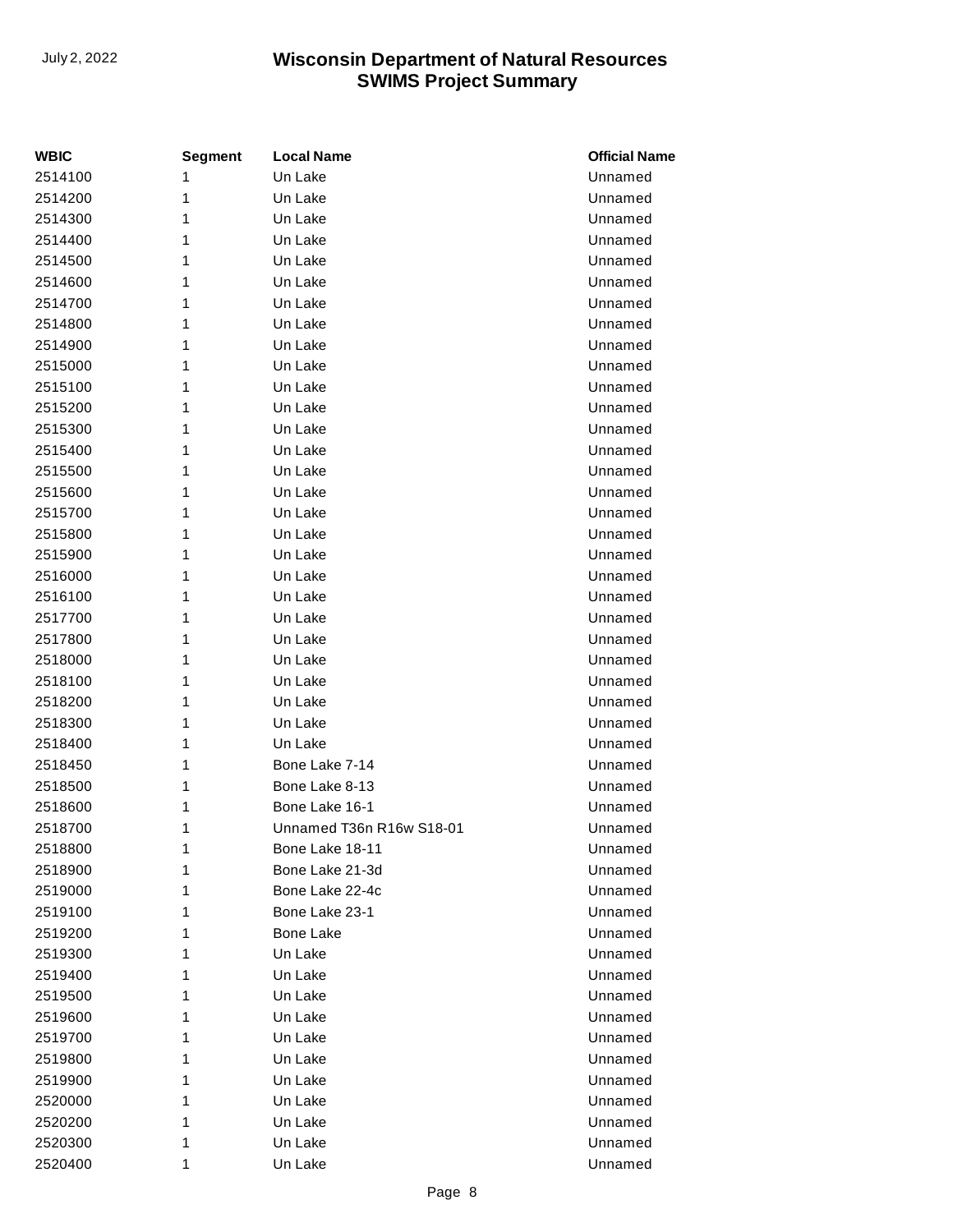| WBIC | Segment | Local Name | Official Name |
| --- | --- | --- | --- |
| 2514100 | 1 | Un Lake | Unnamed |
| 2514200 | 1 | Un Lake | Unnamed |
| 2514300 | 1 | Un Lake | Unnamed |
| 2514400 | 1 | Un Lake | Unnamed |
| 2514500 | 1 | Un Lake | Unnamed |
| 2514600 | 1 | Un Lake | Unnamed |
| 2514700 | 1 | Un Lake | Unnamed |
| 2514800 | 1 | Un Lake | Unnamed |
| 2514900 | 1 | Un Lake | Unnamed |
| 2515000 | 1 | Un Lake | Unnamed |
| 2515100 | 1 | Un Lake | Unnamed |
| 2515200 | 1 | Un Lake | Unnamed |
| 2515300 | 1 | Un Lake | Unnamed |
| 2515400 | 1 | Un Lake | Unnamed |
| 2515500 | 1 | Un Lake | Unnamed |
| 2515600 | 1 | Un Lake | Unnamed |
| 2515700 | 1 | Un Lake | Unnamed |
| 2515800 | 1 | Un Lake | Unnamed |
| 2515900 | 1 | Un Lake | Unnamed |
| 2516000 | 1 | Un Lake | Unnamed |
| 2516100 | 1 | Un Lake | Unnamed |
| 2517700 | 1 | Un Lake | Unnamed |
| 2517800 | 1 | Un Lake | Unnamed |
| 2518000 | 1 | Un Lake | Unnamed |
| 2518100 | 1 | Un Lake | Unnamed |
| 2518200 | 1 | Un Lake | Unnamed |
| 2518300 | 1 | Un Lake | Unnamed |
| 2518400 | 1 | Un Lake | Unnamed |
| 2518450 | 1 | Bone Lake 7-14 | Unnamed |
| 2518500 | 1 | Bone Lake 8-13 | Unnamed |
| 2518600 | 1 | Bone Lake 16-1 | Unnamed |
| 2518700 | 1 | Unnamed T36n R16w S18-01 | Unnamed |
| 2518800 | 1 | Bone Lake 18-11 | Unnamed |
| 2518900 | 1 | Bone Lake 21-3d | Unnamed |
| 2519000 | 1 | Bone Lake 22-4c | Unnamed |
| 2519100 | 1 | Bone Lake 23-1 | Unnamed |
| 2519200 | 1 | Bone Lake | Unnamed |
| 2519300 | 1 | Un Lake | Unnamed |
| 2519400 | 1 | Un Lake | Unnamed |
| 2519500 | 1 | Un Lake | Unnamed |
| 2519600 | 1 | Un Lake | Unnamed |
| 2519700 | 1 | Un Lake | Unnamed |
| 2519800 | 1 | Un Lake | Unnamed |
| 2519900 | 1 | Un Lake | Unnamed |
| 2520000 | 1 | Un Lake | Unnamed |
| 2520200 | 1 | Un Lake | Unnamed |
| 2520300 | 1 | Un Lake | Unnamed |
| 2520400 | 1 | Un Lake | Unnamed |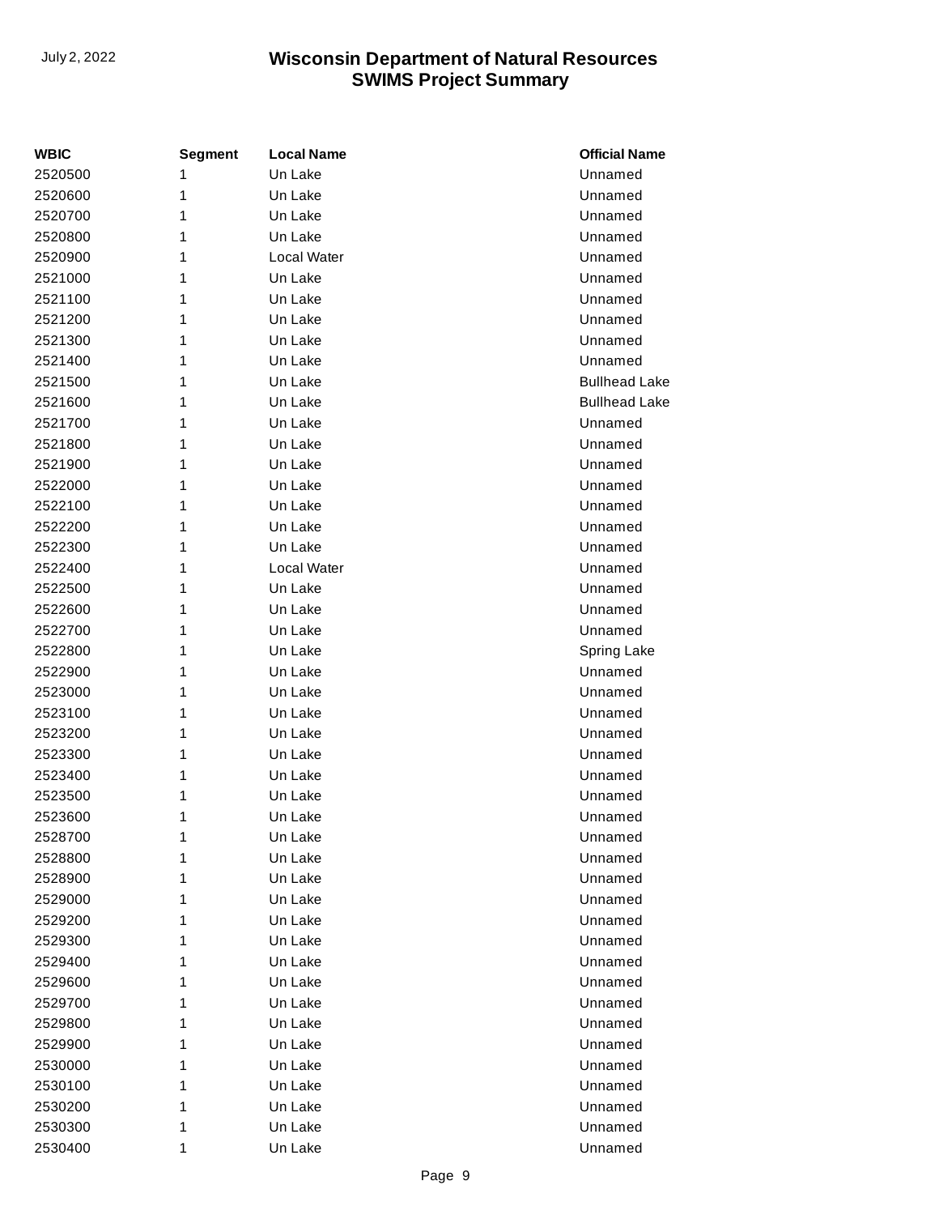| WBIC | Segment | Local Name | Official Name |
| --- | --- | --- | --- |
| 2520500 | 1 | Un Lake | Unnamed |
| 2520600 | 1 | Un Lake | Unnamed |
| 2520700 | 1 | Un Lake | Unnamed |
| 2520800 | 1 | Un Lake | Unnamed |
| 2520900 | 1 | Local Water | Unnamed |
| 2521000 | 1 | Un Lake | Unnamed |
| 2521100 | 1 | Un Lake | Unnamed |
| 2521200 | 1 | Un Lake | Unnamed |
| 2521300 | 1 | Un Lake | Unnamed |
| 2521400 | 1 | Un Lake | Unnamed |
| 2521500 | 1 | Un Lake | Bullhead Lake |
| 2521600 | 1 | Un Lake | Bullhead Lake |
| 2521700 | 1 | Un Lake | Unnamed |
| 2521800 | 1 | Un Lake | Unnamed |
| 2521900 | 1 | Un Lake | Unnamed |
| 2522000 | 1 | Un Lake | Unnamed |
| 2522100 | 1 | Un Lake | Unnamed |
| 2522200 | 1 | Un Lake | Unnamed |
| 2522300 | 1 | Un Lake | Unnamed |
| 2522400 | 1 | Local Water | Unnamed |
| 2522500 | 1 | Un Lake | Unnamed |
| 2522600 | 1 | Un Lake | Unnamed |
| 2522700 | 1 | Un Lake | Unnamed |
| 2522800 | 1 | Un Lake | Spring Lake |
| 2522900 | 1 | Un Lake | Unnamed |
| 2523000 | 1 | Un Lake | Unnamed |
| 2523100 | 1 | Un Lake | Unnamed |
| 2523200 | 1 | Un Lake | Unnamed |
| 2523300 | 1 | Un Lake | Unnamed |
| 2523400 | 1 | Un Lake | Unnamed |
| 2523500 | 1 | Un Lake | Unnamed |
| 2523600 | 1 | Un Lake | Unnamed |
| 2528700 | 1 | Un Lake | Unnamed |
| 2528800 | 1 | Un Lake | Unnamed |
| 2528900 | 1 | Un Lake | Unnamed |
| 2529000 | 1 | Un Lake | Unnamed |
| 2529200 | 1 | Un Lake | Unnamed |
| 2529300 | 1 | Un Lake | Unnamed |
| 2529400 | 1 | Un Lake | Unnamed |
| 2529600 | 1 | Un Lake | Unnamed |
| 2529700 | 1 | Un Lake | Unnamed |
| 2529800 | 1 | Un Lake | Unnamed |
| 2529900 | 1 | Un Lake | Unnamed |
| 2530000 | 1 | Un Lake | Unnamed |
| 2530100 | 1 | Un Lake | Unnamed |
| 2530200 | 1 | Un Lake | Unnamed |
| 2530300 | 1 | Un Lake | Unnamed |
| 2530400 | 1 | Un Lake | Unnamed |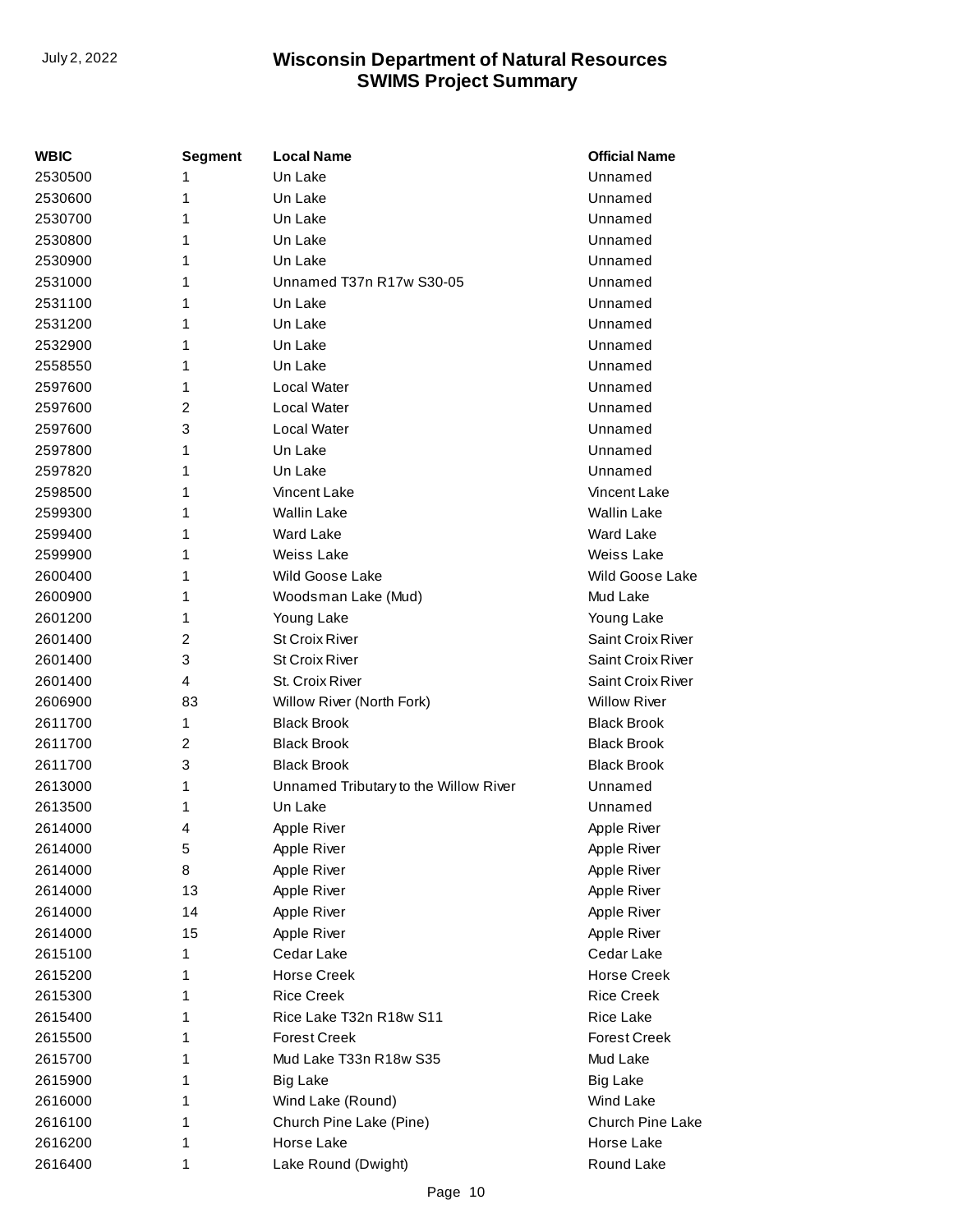| WBIC | Segment | Local Name | Official Name |
|---|---|---|---|
| 2530500 | 1 | Un Lake | Unnamed |
| 2530600 | 1 | Un Lake | Unnamed |
| 2530700 | 1 | Un Lake | Unnamed |
| 2530800 | 1 | Un Lake | Unnamed |
| 2530900 | 1 | Un Lake | Unnamed |
| 2531000 | 1 | Unnamed T37n R17w S30-05 | Unnamed |
| 2531100 | 1 | Un Lake | Unnamed |
| 2531200 | 1 | Un Lake | Unnamed |
| 2532900 | 1 | Un Lake | Unnamed |
| 2558550 | 1 | Un Lake | Unnamed |
| 2597600 | 1 | Local Water | Unnamed |
| 2597600 | 2 | Local Water | Unnamed |
| 2597600 | 3 | Local Water | Unnamed |
| 2597800 | 1 | Un Lake | Unnamed |
| 2597820 | 1 | Un Lake | Unnamed |
| 2598500 | 1 | Vincent Lake | Vincent Lake |
| 2599300 | 1 | Wallin Lake | Wallin Lake |
| 2599400 | 1 | Ward Lake | Ward Lake |
| 2599900 | 1 | Weiss Lake | Weiss Lake |
| 2600400 | 1 | Wild Goose Lake | Wild Goose Lake |
| 2600900 | 1 | Woodsman Lake (Mud) | Mud Lake |
| 2601200 | 1 | Young Lake | Young Lake |
| 2601400 | 2 | St Croix River | Saint Croix River |
| 2601400 | 3 | St Croix River | Saint Croix River |
| 2601400 | 4 | St. Croix River | Saint Croix River |
| 2606900 | 83 | Willow River (North Fork) | Willow River |
| 2611700 | 1 | Black Brook | Black Brook |
| 2611700 | 2 | Black Brook | Black Brook |
| 2611700 | 3 | Black Brook | Black Brook |
| 2613000 | 1 | Unnamed Tributary to the Willow River | Unnamed |
| 2613500 | 1 | Un Lake | Unnamed |
| 2614000 | 4 | Apple River | Apple River |
| 2614000 | 5 | Apple River | Apple River |
| 2614000 | 8 | Apple River | Apple River |
| 2614000 | 13 | Apple River | Apple River |
| 2614000 | 14 | Apple River | Apple River |
| 2614000 | 15 | Apple River | Apple River |
| 2615100 | 1 | Cedar Lake | Cedar Lake |
| 2615200 | 1 | Horse Creek | Horse Creek |
| 2615300 | 1 | Rice Creek | Rice Creek |
| 2615400 | 1 | Rice Lake T32n R18w S11 | Rice Lake |
| 2615500 | 1 | Forest Creek | Forest Creek |
| 2615700 | 1 | Mud Lake T33n R18w S35 | Mud Lake |
| 2615900 | 1 | Big Lake | Big Lake |
| 2616000 | 1 | Wind Lake (Round) | Wind Lake |
| 2616100 | 1 | Church Pine Lake (Pine) | Church Pine Lake |
| 2616200 | 1 | Horse Lake | Horse Lake |
| 2616400 | 1 | Lake Round (Dwight) | Round Lake |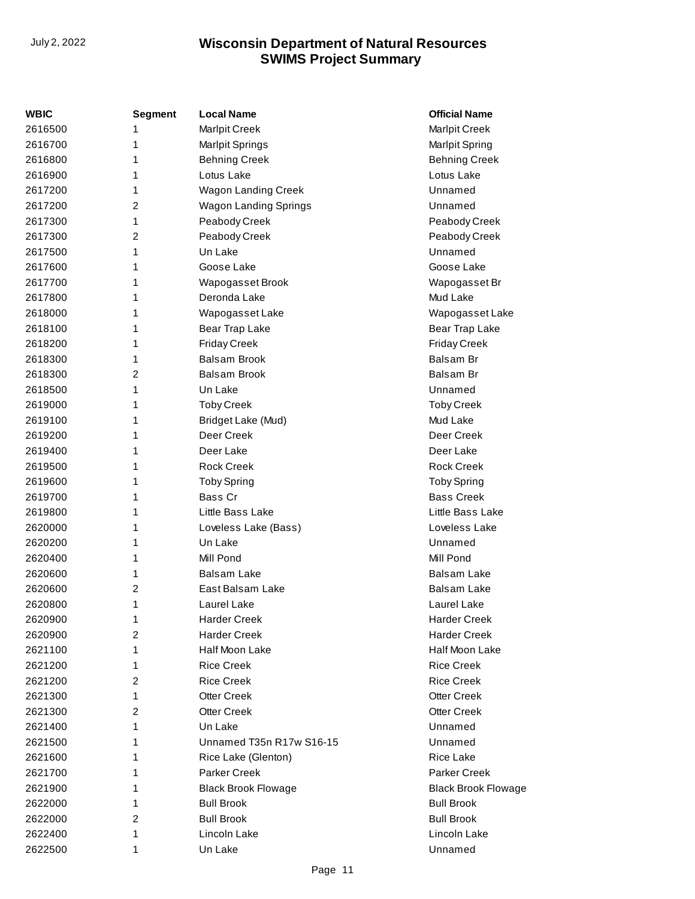| WBIC | Segment | Local Name | Official Name |
|---|---|---|---|
| 2616500 | 1 | Marlpit Creek | Marlpit Creek |
| 2616700 | 1 | Marlpit Springs | Marlpit Spring |
| 2616800 | 1 | Behning Creek | Behning Creek |
| 2616900 | 1 | Lotus Lake | Lotus Lake |
| 2617200 | 1 | Wagon Landing Creek | Unnamed |
| 2617200 | 2 | Wagon Landing Springs | Unnamed |
| 2617300 | 1 | Peabody Creek | Peabody Creek |
| 2617300 | 2 | Peabody Creek | Peabody Creek |
| 2617500 | 1 | Un Lake | Unnamed |
| 2617600 | 1 | Goose Lake | Goose Lake |
| 2617700 | 1 | Wapogasset Brook | Wapogasset Br |
| 2617800 | 1 | Deronda Lake | Mud Lake |
| 2618000 | 1 | Wapogasset Lake | Wapogasset Lake |
| 2618100 | 1 | Bear Trap Lake | Bear Trap Lake |
| 2618200 | 1 | Friday Creek | Friday Creek |
| 2618300 | 1 | Balsam Brook | Balsam Br |
| 2618300 | 2 | Balsam Brook | Balsam Br |
| 2618500 | 1 | Un Lake | Unnamed |
| 2619000 | 1 | Toby Creek | Toby Creek |
| 2619100 | 1 | Bridget Lake (Mud) | Mud Lake |
| 2619200 | 1 | Deer Creek | Deer Creek |
| 2619400 | 1 | Deer Lake | Deer Lake |
| 2619500 | 1 | Rock Creek | Rock Creek |
| 2619600 | 1 | Toby Spring | Toby Spring |
| 2619700 | 1 | Bass Cr | Bass Creek |
| 2619800 | 1 | Little Bass Lake | Little Bass Lake |
| 2620000 | 1 | Loveless Lake (Bass) | Loveless Lake |
| 2620200 | 1 | Un Lake | Unnamed |
| 2620400 | 1 | Mill Pond | Mill Pond |
| 2620600 | 1 | Balsam Lake | Balsam Lake |
| 2620600 | 2 | East Balsam Lake | Balsam Lake |
| 2620800 | 1 | Laurel Lake | Laurel Lake |
| 2620900 | 1 | Harder Creek | Harder Creek |
| 2620900 | 2 | Harder Creek | Harder Creek |
| 2621100 | 1 | Half Moon Lake | Half Moon Lake |
| 2621200 | 1 | Rice Creek | Rice Creek |
| 2621200 | 2 | Rice Creek | Rice Creek |
| 2621300 | 1 | Otter Creek | Otter Creek |
| 2621300 | 2 | Otter Creek | Otter Creek |
| 2621400 | 1 | Un Lake | Unnamed |
| 2621500 | 1 | Unnamed T35n R17w S16-15 | Unnamed |
| 2621600 | 1 | Rice Lake (Glenton) | Rice Lake |
| 2621700 | 1 | Parker Creek | Parker Creek |
| 2621900 | 1 | Black Brook Flowage | Black Brook Flowage |
| 2622000 | 1 | Bull Brook | Bull Brook |
| 2622000 | 2 | Bull Brook | Bull Brook |
| 2622400 | 1 | Lincoln Lake | Lincoln Lake |
| 2622500 | 1 | Un Lake | Unnamed |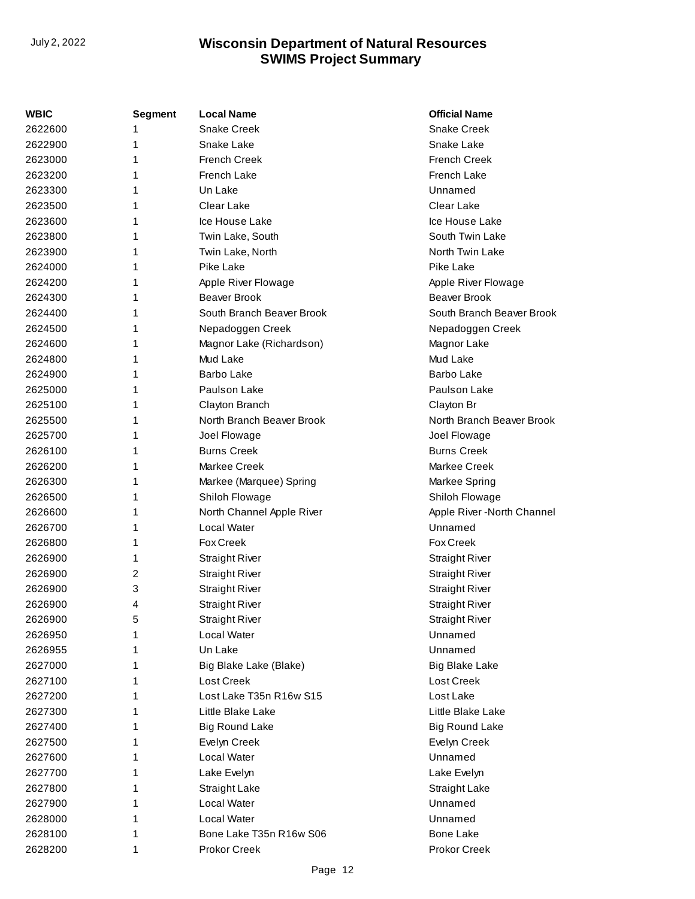| WBIC | Segment | Local Name | Official Name |
| --- | --- | --- | --- |
| 2622600 | 1 | Snake Creek | Snake Creek |
| 2622900 | 1 | Snake Lake | Snake Lake |
| 2623000 | 1 | French Creek | French Creek |
| 2623200 | 1 | French Lake | French Lake |
| 2623300 | 1 | Un Lake | Unnamed |
| 2623500 | 1 | Clear Lake | Clear Lake |
| 2623600 | 1 | Ice House Lake | Ice House Lake |
| 2623800 | 1 | Twin Lake, South | South Twin Lake |
| 2623900 | 1 | Twin Lake, North | North Twin Lake |
| 2624000 | 1 | Pike Lake | Pike Lake |
| 2624200 | 1 | Apple River Flowage | Apple River Flowage |
| 2624300 | 1 | Beaver Brook | Beaver Brook |
| 2624400 | 1 | South Branch Beaver Brook | South Branch Beaver Brook |
| 2624500 | 1 | Nepadoggen Creek | Nepadoggen Creek |
| 2624600 | 1 | Magnor Lake (Richardson) | Magnor Lake |
| 2624800 | 1 | Mud Lake | Mud Lake |
| 2624900 | 1 | Barbo Lake | Barbo Lake |
| 2625000 | 1 | Paulson Lake | Paulson Lake |
| 2625100 | 1 | Clayton Branch | Clayton Br |
| 2625500 | 1 | North Branch Beaver Brook | North Branch Beaver Brook |
| 2625700 | 1 | Joel Flowage | Joel Flowage |
| 2626100 | 1 | Burns Creek | Burns Creek |
| 2626200 | 1 | Markee Creek | Markee Creek |
| 2626300 | 1 | Markee (Marquee) Spring | Markee Spring |
| 2626500 | 1 | Shiloh Flowage | Shiloh Flowage |
| 2626600 | 1 | North Channel Apple River | Apple River -North Channel |
| 2626700 | 1 | Local Water | Unnamed |
| 2626800 | 1 | Fox Creek | Fox Creek |
| 2626900 | 1 | Straight River | Straight River |
| 2626900 | 2 | Straight River | Straight River |
| 2626900 | 3 | Straight River | Straight River |
| 2626900 | 4 | Straight River | Straight River |
| 2626900 | 5 | Straight River | Straight River |
| 2626950 | 1 | Local Water | Unnamed |
| 2626955 | 1 | Un Lake | Unnamed |
| 2627000 | 1 | Big Blake Lake (Blake) | Big Blake Lake |
| 2627100 | 1 | Lost Creek | Lost Creek |
| 2627200 | 1 | Lost Lake T35n R16w S15 | Lost Lake |
| 2627300 | 1 | Little Blake Lake | Little Blake Lake |
| 2627400 | 1 | Big Round Lake | Big Round Lake |
| 2627500 | 1 | Evelyn Creek | Evelyn Creek |
| 2627600 | 1 | Local Water | Unnamed |
| 2627700 | 1 | Lake Evelyn | Lake Evelyn |
| 2627800 | 1 | Straight Lake | Straight Lake |
| 2627900 | 1 | Local Water | Unnamed |
| 2628000 | 1 | Local Water | Unnamed |
| 2628100 | 1 | Bone Lake T35n R16w S06 | Bone Lake |
| 2628200 | 1 | Prokor Creek | Prokor Creek |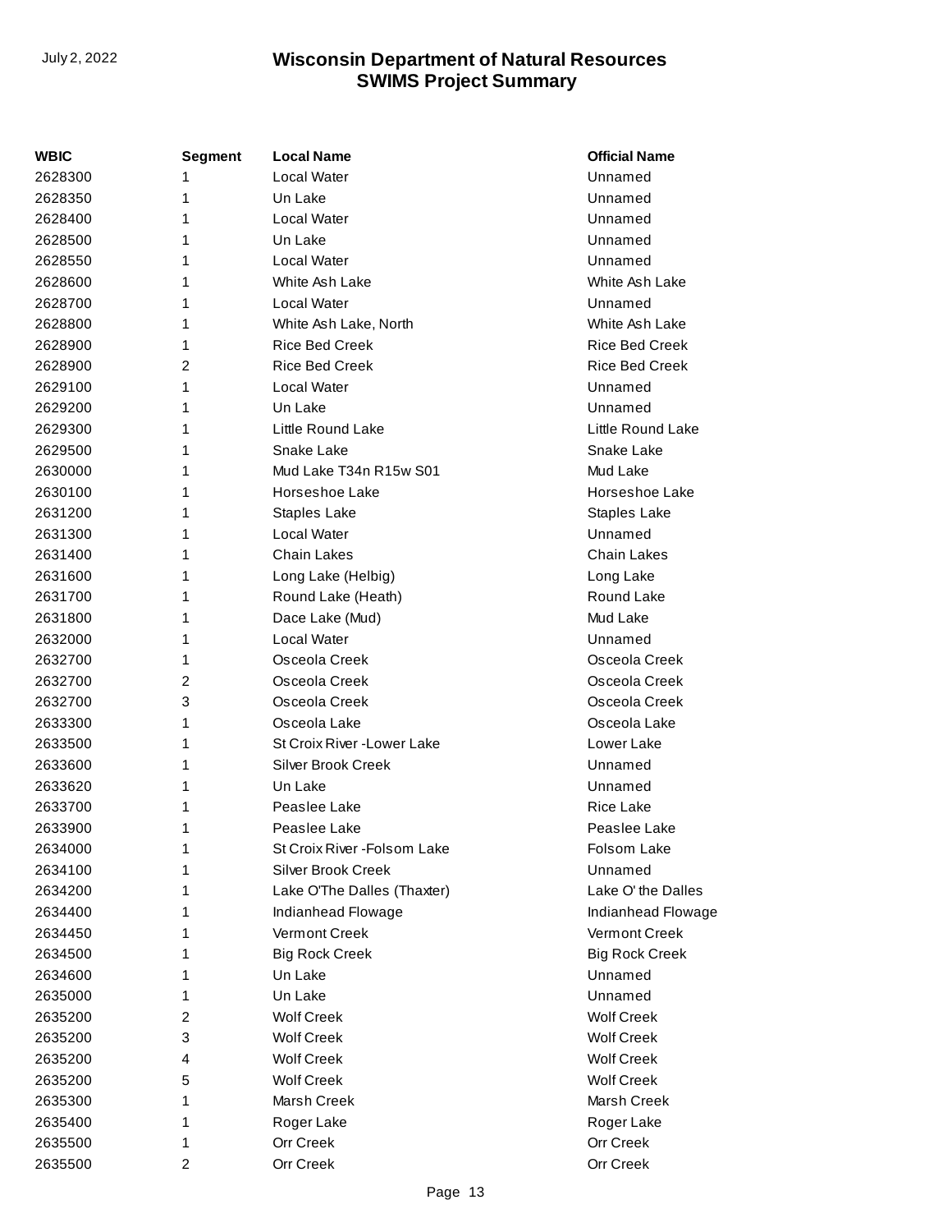| WBIC | Segment | Local Name | Official Name |
|---|---|---|---|
| 2628300 | 1 | Local Water | Unnamed |
| 2628350 | 1 | Un Lake | Unnamed |
| 2628400 | 1 | Local Water | Unnamed |
| 2628500 | 1 | Un Lake | Unnamed |
| 2628550 | 1 | Local Water | Unnamed |
| 2628600 | 1 | White Ash Lake | White Ash Lake |
| 2628700 | 1 | Local Water | Unnamed |
| 2628800 | 1 | White Ash Lake, North | White Ash Lake |
| 2628900 | 1 | Rice Bed Creek | Rice Bed Creek |
| 2628900 | 2 | Rice Bed Creek | Rice Bed Creek |
| 2629100 | 1 | Local Water | Unnamed |
| 2629200 | 1 | Un Lake | Unnamed |
| 2629300 | 1 | Little Round Lake | Little Round Lake |
| 2629500 | 1 | Snake Lake | Snake Lake |
| 2630000 | 1 | Mud Lake T34n R15w S01 | Mud Lake |
| 2630100 | 1 | Horseshoe Lake | Horseshoe Lake |
| 2631200 | 1 | Staples Lake | Staples Lake |
| 2631300 | 1 | Local Water | Unnamed |
| 2631400 | 1 | Chain Lakes | Chain Lakes |
| 2631600 | 1 | Long Lake (Helbig) | Long Lake |
| 2631700 | 1 | Round Lake (Heath) | Round Lake |
| 2631800 | 1 | Dace Lake (Mud) | Mud Lake |
| 2632000 | 1 | Local Water | Unnamed |
| 2632700 | 1 | Osceola Creek | Osceola Creek |
| 2632700 | 2 | Osceola Creek | Osceola Creek |
| 2632700 | 3 | Osceola Creek | Osceola Creek |
| 2633300 | 1 | Osceola Lake | Osceola Lake |
| 2633500 | 1 | St Croix River -Lower Lake | Lower Lake |
| 2633600 | 1 | Silver Brook Creek | Unnamed |
| 2633620 | 1 | Un Lake | Unnamed |
| 2633700 | 1 | Peaslee Lake | Rice Lake |
| 2633900 | 1 | Peaslee Lake | Peaslee Lake |
| 2634000 | 1 | St Croix River -Folsom Lake | Folsom Lake |
| 2634100 | 1 | Silver Brook Creek | Unnamed |
| 2634200 | 1 | Lake O'The Dalles (Thaxter) | Lake O' the Dalles |
| 2634400 | 1 | Indianhead Flowage | Indianhead Flowage |
| 2634450 | 1 | Vermont Creek | Vermont Creek |
| 2634500 | 1 | Big Rock Creek | Big Rock Creek |
| 2634600 | 1 | Un Lake | Unnamed |
| 2635000 | 1 | Un Lake | Unnamed |
| 2635200 | 2 | Wolf Creek | Wolf Creek |
| 2635200 | 3 | Wolf Creek | Wolf Creek |
| 2635200 | 4 | Wolf Creek | Wolf Creek |
| 2635200 | 5 | Wolf Creek | Wolf Creek |
| 2635300 | 1 | Marsh Creek | Marsh Creek |
| 2635400 | 1 | Roger Lake | Roger Lake |
| 2635500 | 1 | Orr Creek | Orr Creek |
| 2635500 | 2 | Orr Creek | Orr Creek |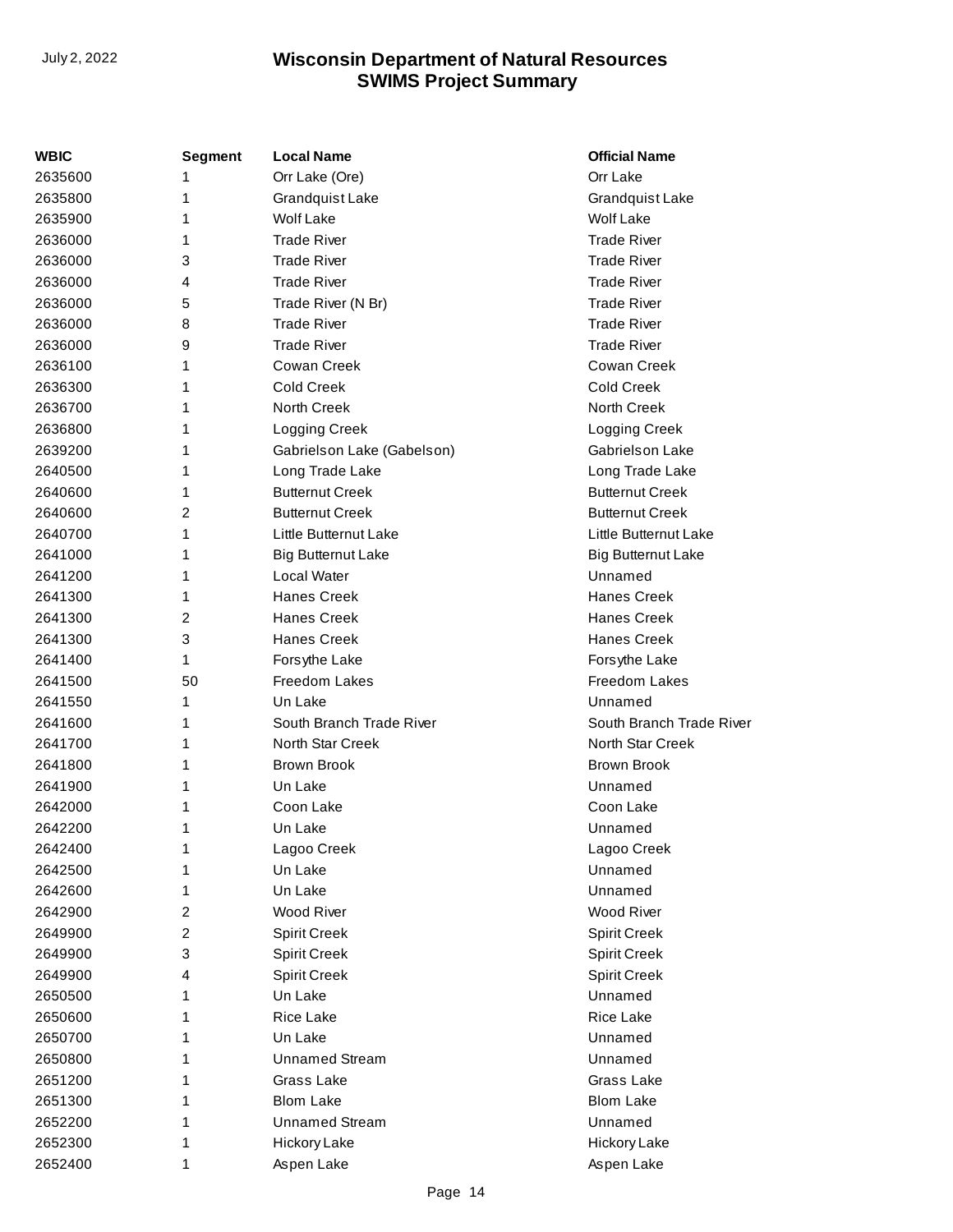| WBIC | Segment | Local Name | Official Name |
|---|---|---|---|
| 2635600 | 1 | Orr Lake (Ore) | Orr Lake |
| 2635800 | 1 | Grandquist Lake | Grandquist Lake |
| 2635900 | 1 | Wolf Lake | Wolf Lake |
| 2636000 | 1 | Trade River | Trade River |
| 2636000 | 3 | Trade River | Trade River |
| 2636000 | 4 | Trade River | Trade River |
| 2636000 | 5 | Trade River (N Br) | Trade River |
| 2636000 | 8 | Trade River | Trade River |
| 2636000 | 9 | Trade River | Trade River |
| 2636100 | 1 | Cowan Creek | Cowan Creek |
| 2636300 | 1 | Cold Creek | Cold Creek |
| 2636700 | 1 | North Creek | North Creek |
| 2636800 | 1 | Logging Creek | Logging Creek |
| 2639200 | 1 | Gabrielson Lake (Gabelson) | Gabrielson Lake |
| 2640500 | 1 | Long Trade Lake | Long Trade Lake |
| 2640600 | 1 | Butternut Creek | Butternut Creek |
| 2640600 | 2 | Butternut Creek | Butternut Creek |
| 2640700 | 1 | Little Butternut Lake | Little Butternut Lake |
| 2641000 | 1 | Big Butternut Lake | Big Butternut Lake |
| 2641200 | 1 | Local Water | Unnamed |
| 2641300 | 1 | Hanes Creek | Hanes Creek |
| 2641300 | 2 | Hanes Creek | Hanes Creek |
| 2641300 | 3 | Hanes Creek | Hanes Creek |
| 2641400 | 1 | Forsythe Lake | Forsythe Lake |
| 2641500 | 50 | Freedom Lakes | Freedom Lakes |
| 2641550 | 1 | Un Lake | Unnamed |
| 2641600 | 1 | South Branch Trade River | South Branch Trade River |
| 2641700 | 1 | North Star Creek | North Star Creek |
| 2641800 | 1 | Brown Brook | Brown Brook |
| 2641900 | 1 | Un Lake | Unnamed |
| 2642000 | 1 | Coon Lake | Coon Lake |
| 2642200 | 1 | Un Lake | Unnamed |
| 2642400 | 1 | Lagoo Creek | Lagoo Creek |
| 2642500 | 1 | Un Lake | Unnamed |
| 2642600 | 1 | Un Lake | Unnamed |
| 2642900 | 2 | Wood River | Wood River |
| 2649900 | 2 | Spirit Creek | Spirit Creek |
| 2649900 | 3 | Spirit Creek | Spirit Creek |
| 2649900 | 4 | Spirit Creek | Spirit Creek |
| 2650500 | 1 | Un Lake | Unnamed |
| 2650600 | 1 | Rice Lake | Rice Lake |
| 2650700 | 1 | Un Lake | Unnamed |
| 2650800 | 1 | Unnamed Stream | Unnamed |
| 2651200 | 1 | Grass Lake | Grass Lake |
| 2651300 | 1 | Blom Lake | Blom Lake |
| 2652200 | 1 | Unnamed Stream | Unnamed |
| 2652300 | 1 | Hickory Lake | Hickory Lake |
| 2652400 | 1 | Aspen Lake | Aspen Lake |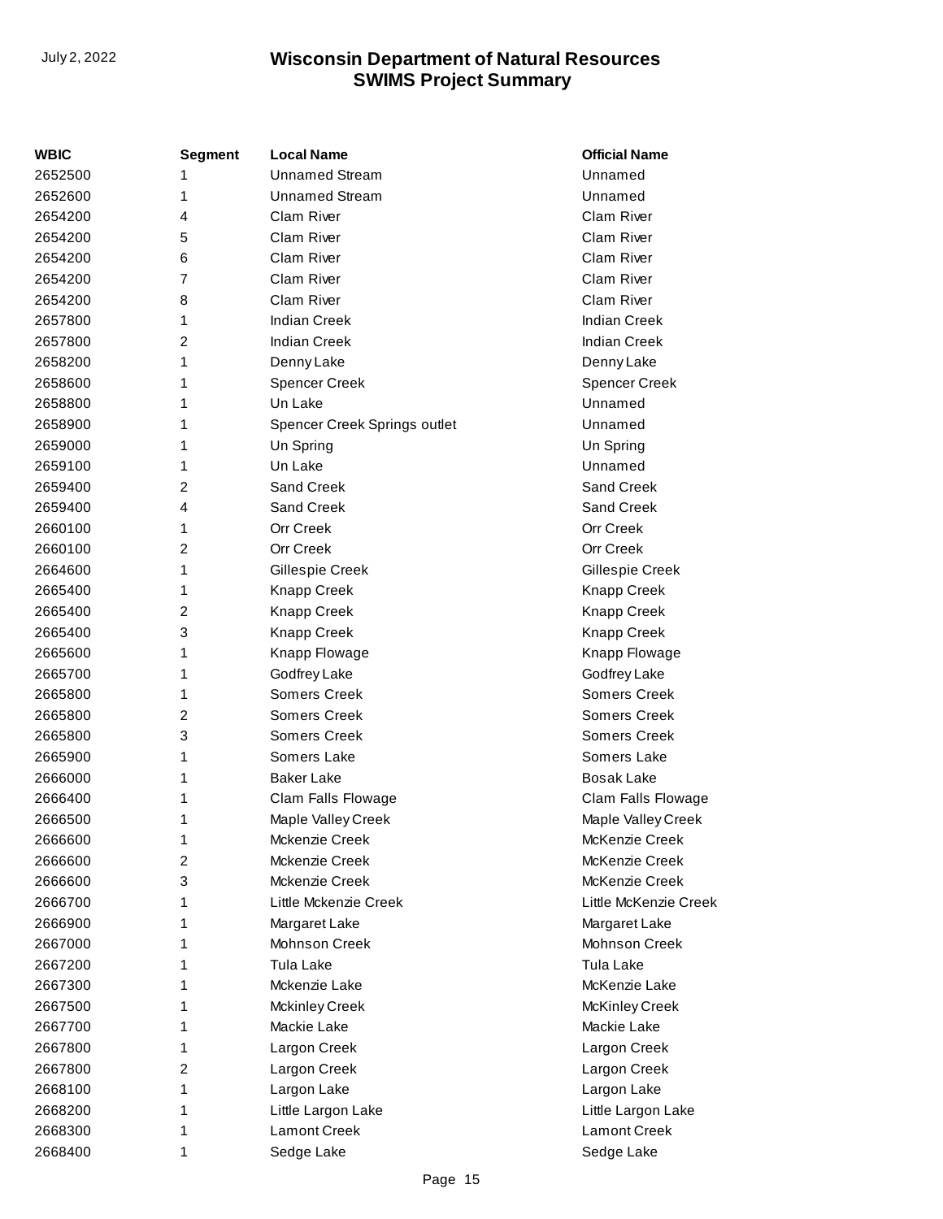| WBIC | Segment | Local Name | Official Name |
|---|---|---|---|
| 2652500 | 1 | Unnamed Stream | Unnamed |
| 2652600 | 1 | Unnamed Stream | Unnamed |
| 2654200 | 4 | Clam River | Clam River |
| 2654200 | 5 | Clam River | Clam River |
| 2654200 | 6 | Clam River | Clam River |
| 2654200 | 7 | Clam River | Clam River |
| 2654200 | 8 | Clam River | Clam River |
| 2657800 | 1 | Indian Creek | Indian Creek |
| 2657800 | 2 | Indian Creek | Indian Creek |
| 2658200 | 1 | Denny Lake | Denny Lake |
| 2658600 | 1 | Spencer Creek | Spencer Creek |
| 2658800 | 1 | Un Lake | Unnamed |
| 2658900 | 1 | Spencer Creek Springs outlet | Unnamed |
| 2659000 | 1 | Un Spring | Un Spring |
| 2659100 | 1 | Un Lake | Unnamed |
| 2659400 | 2 | Sand Creek | Sand Creek |
| 2659400 | 4 | Sand Creek | Sand Creek |
| 2660100 | 1 | Orr Creek | Orr Creek |
| 2660100 | 2 | Orr Creek | Orr Creek |
| 2664600 | 1 | Gillespie Creek | Gillespie Creek |
| 2665400 | 1 | Knapp Creek | Knapp Creek |
| 2665400 | 2 | Knapp Creek | Knapp Creek |
| 2665400 | 3 | Knapp Creek | Knapp Creek |
| 2665600 | 1 | Knapp Flowage | Knapp Flowage |
| 2665700 | 1 | Godfrey Lake | Godfrey Lake |
| 2665800 | 1 | Somers Creek | Somers Creek |
| 2665800 | 2 | Somers Creek | Somers Creek |
| 2665800 | 3 | Somers Creek | Somers Creek |
| 2665900 | 1 | Somers Lake | Somers Lake |
| 2666000 | 1 | Baker Lake | Bosak Lake |
| 2666400 | 1 | Clam Falls Flowage | Clam Falls Flowage |
| 2666500 | 1 | Maple Valley Creek | Maple Valley Creek |
| 2666600 | 1 | Mckenzie Creek | McKenzie Creek |
| 2666600 | 2 | Mckenzie Creek | McKenzie Creek |
| 2666600 | 3 | Mckenzie Creek | McKenzie Creek |
| 2666700 | 1 | Little Mckenzie Creek | Little McKenzie Creek |
| 2666900 | 1 | Margaret Lake | Margaret Lake |
| 2667000 | 1 | Mohnson Creek | Mohnson Creek |
| 2667200 | 1 | Tula Lake | Tula Lake |
| 2667300 | 1 | Mckenzie Lake | McKenzie Lake |
| 2667500 | 1 | Mckinley Creek | McKinley Creek |
| 2667700 | 1 | Mackie Lake | Mackie Lake |
| 2667800 | 1 | Largon Creek | Largon Creek |
| 2667800 | 2 | Largon Creek | Largon Creek |
| 2668100 | 1 | Largon Lake | Largon Lake |
| 2668200 | 1 | Little Largon Lake | Little Largon Lake |
| 2668300 | 1 | Lamont Creek | Lamont Creek |
| 2668400 | 1 | Sedge Lake | Sedge Lake |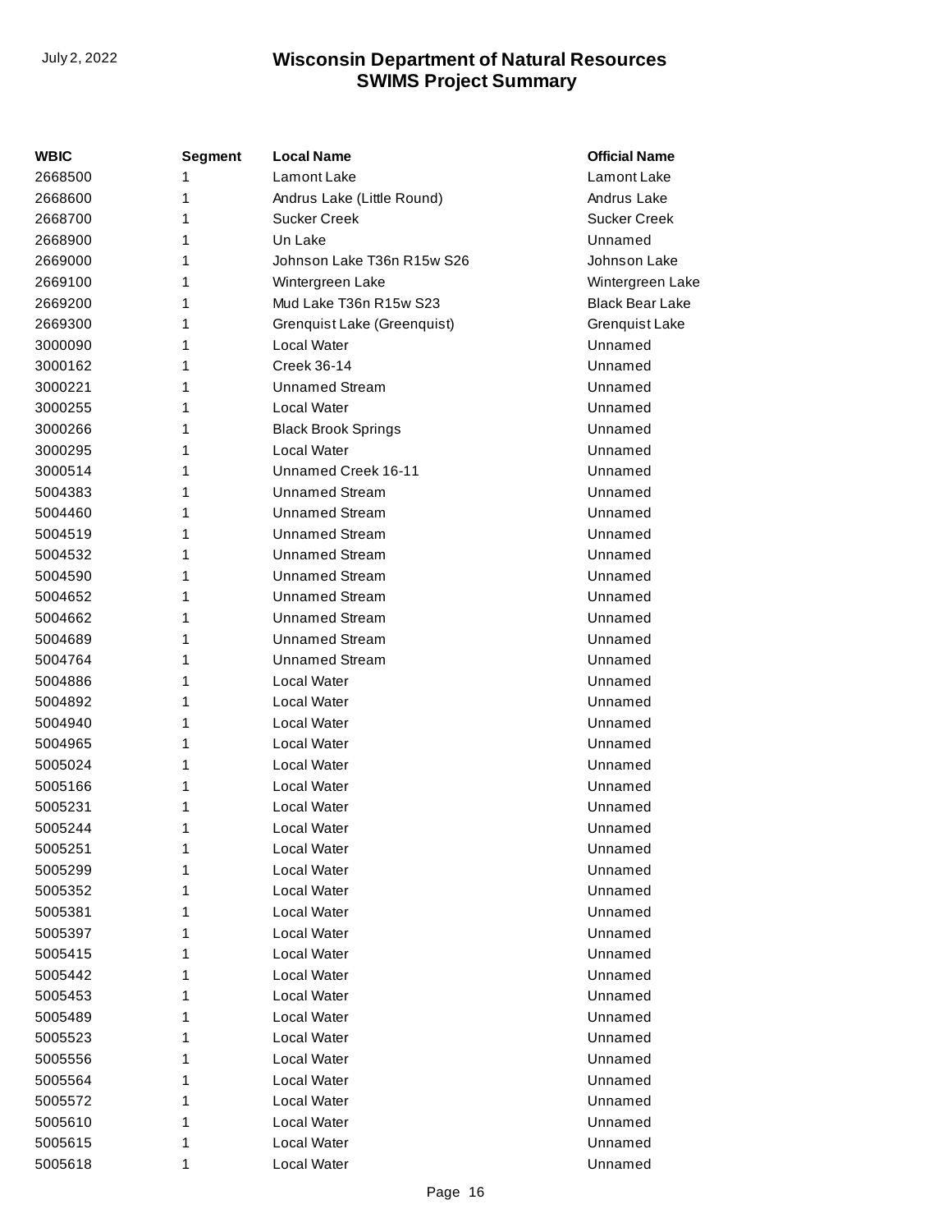| WBIC | Segment | Local Name | Official Name |
|---|---|---|---|
| 2668500 | 1 | Lamont Lake | Lamont Lake |
| 2668600 | 1 | Andrus Lake (Little Round) | Andrus Lake |
| 2668700 | 1 | Sucker Creek | Sucker Creek |
| 2668900 | 1 | Un Lake | Unnamed |
| 2669000 | 1 | Johnson Lake T36n R15w S26 | Johnson Lake |
| 2669100 | 1 | Wintergreen Lake | Wintergreen Lake |
| 2669200 | 1 | Mud Lake T36n R15w S23 | Black Bear Lake |
| 2669300 | 1 | Grenquist Lake (Greenquist) | Grenquist Lake |
| 3000090 | 1 | Local Water | Unnamed |
| 3000162 | 1 | Creek 36-14 | Unnamed |
| 3000221 | 1 | Unnamed Stream | Unnamed |
| 3000255 | 1 | Local Water | Unnamed |
| 3000266 | 1 | Black Brook Springs | Unnamed |
| 3000295 | 1 | Local Water | Unnamed |
| 3000514 | 1 | Unnamed Creek 16-11 | Unnamed |
| 5004383 | 1 | Unnamed Stream | Unnamed |
| 5004460 | 1 | Unnamed Stream | Unnamed |
| 5004519 | 1 | Unnamed Stream | Unnamed |
| 5004532 | 1 | Unnamed Stream | Unnamed |
| 5004590 | 1 | Unnamed Stream | Unnamed |
| 5004652 | 1 | Unnamed Stream | Unnamed |
| 5004662 | 1 | Unnamed Stream | Unnamed |
| 5004689 | 1 | Unnamed Stream | Unnamed |
| 5004764 | 1 | Unnamed Stream | Unnamed |
| 5004886 | 1 | Local Water | Unnamed |
| 5004892 | 1 | Local Water | Unnamed |
| 5004940 | 1 | Local Water | Unnamed |
| 5004965 | 1 | Local Water | Unnamed |
| 5005024 | 1 | Local Water | Unnamed |
| 5005166 | 1 | Local Water | Unnamed |
| 5005231 | 1 | Local Water | Unnamed |
| 5005244 | 1 | Local Water | Unnamed |
| 5005251 | 1 | Local Water | Unnamed |
| 5005299 | 1 | Local Water | Unnamed |
| 5005352 | 1 | Local Water | Unnamed |
| 5005381 | 1 | Local Water | Unnamed |
| 5005397 | 1 | Local Water | Unnamed |
| 5005415 | 1 | Local Water | Unnamed |
| 5005442 | 1 | Local Water | Unnamed |
| 5005453 | 1 | Local Water | Unnamed |
| 5005489 | 1 | Local Water | Unnamed |
| 5005523 | 1 | Local Water | Unnamed |
| 5005556 | 1 | Local Water | Unnamed |
| 5005564 | 1 | Local Water | Unnamed |
| 5005572 | 1 | Local Water | Unnamed |
| 5005610 | 1 | Local Water | Unnamed |
| 5005615 | 1 | Local Water | Unnamed |
| 5005618 | 1 | Local Water | Unnamed |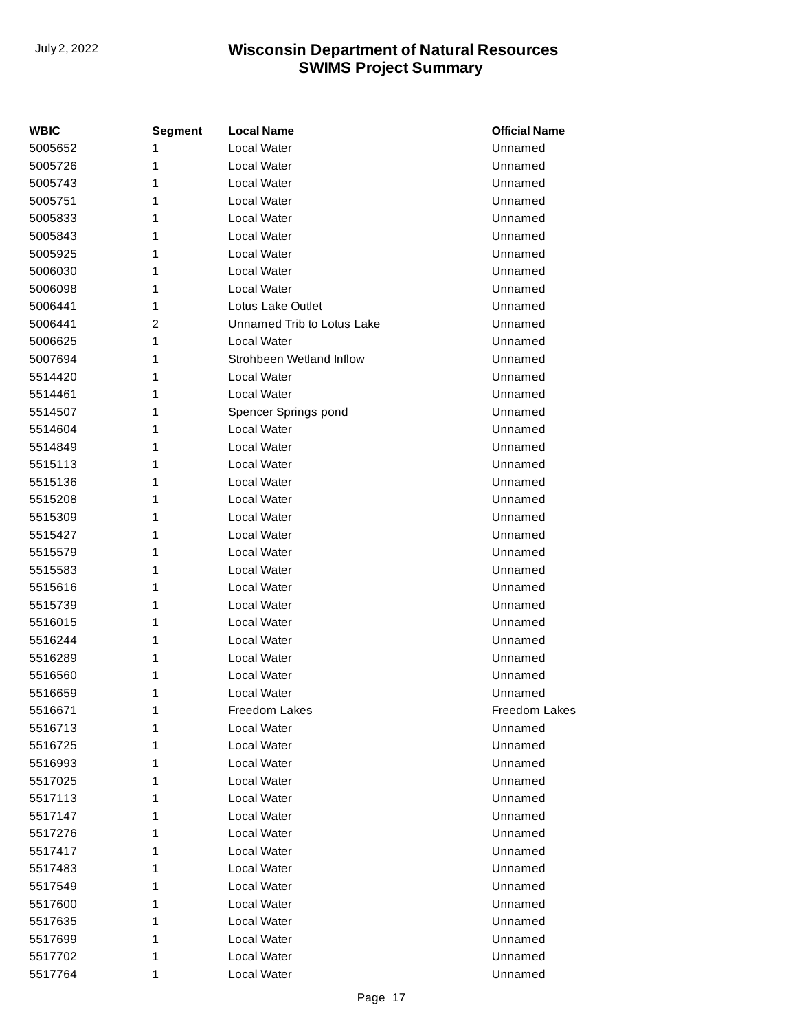| WBIC | Segment | Local Name | Official Name |
| --- | --- | --- | --- |
| 5005652 | 1 | Local Water | Unnamed |
| 5005726 | 1 | Local Water | Unnamed |
| 5005743 | 1 | Local Water | Unnamed |
| 5005751 | 1 | Local Water | Unnamed |
| 5005833 | 1 | Local Water | Unnamed |
| 5005843 | 1 | Local Water | Unnamed |
| 5005925 | 1 | Local Water | Unnamed |
| 5006030 | 1 | Local Water | Unnamed |
| 5006098 | 1 | Local Water | Unnamed |
| 5006441 | 1 | Lotus Lake Outlet | Unnamed |
| 5006441 | 2 | Unnamed Trib to Lotus Lake | Unnamed |
| 5006625 | 1 | Local Water | Unnamed |
| 5007694 | 1 | Strohbeen Wetland Inflow | Unnamed |
| 5514420 | 1 | Local Water | Unnamed |
| 5514461 | 1 | Local Water | Unnamed |
| 5514507 | 1 | Spencer Springs pond | Unnamed |
| 5514604 | 1 | Local Water | Unnamed |
| 5514849 | 1 | Local Water | Unnamed |
| 5515113 | 1 | Local Water | Unnamed |
| 5515136 | 1 | Local Water | Unnamed |
| 5515208 | 1 | Local Water | Unnamed |
| 5515309 | 1 | Local Water | Unnamed |
| 5515427 | 1 | Local Water | Unnamed |
| 5515579 | 1 | Local Water | Unnamed |
| 5515583 | 1 | Local Water | Unnamed |
| 5515616 | 1 | Local Water | Unnamed |
| 5515739 | 1 | Local Water | Unnamed |
| 5516015 | 1 | Local Water | Unnamed |
| 5516244 | 1 | Local Water | Unnamed |
| 5516289 | 1 | Local Water | Unnamed |
| 5516560 | 1 | Local Water | Unnamed |
| 5516659 | 1 | Local Water | Unnamed |
| 5516671 | 1 | Freedom Lakes | Freedom Lakes |
| 5516713 | 1 | Local Water | Unnamed |
| 5516725 | 1 | Local Water | Unnamed |
| 5516993 | 1 | Local Water | Unnamed |
| 5517025 | 1 | Local Water | Unnamed |
| 5517113 | 1 | Local Water | Unnamed |
| 5517147 | 1 | Local Water | Unnamed |
| 5517276 | 1 | Local Water | Unnamed |
| 5517417 | 1 | Local Water | Unnamed |
| 5517483 | 1 | Local Water | Unnamed |
| 5517549 | 1 | Local Water | Unnamed |
| 5517600 | 1 | Local Water | Unnamed |
| 5517635 | 1 | Local Water | Unnamed |
| 5517699 | 1 | Local Water | Unnamed |
| 5517702 | 1 | Local Water | Unnamed |
| 5517764 | 1 | Local Water | Unnamed |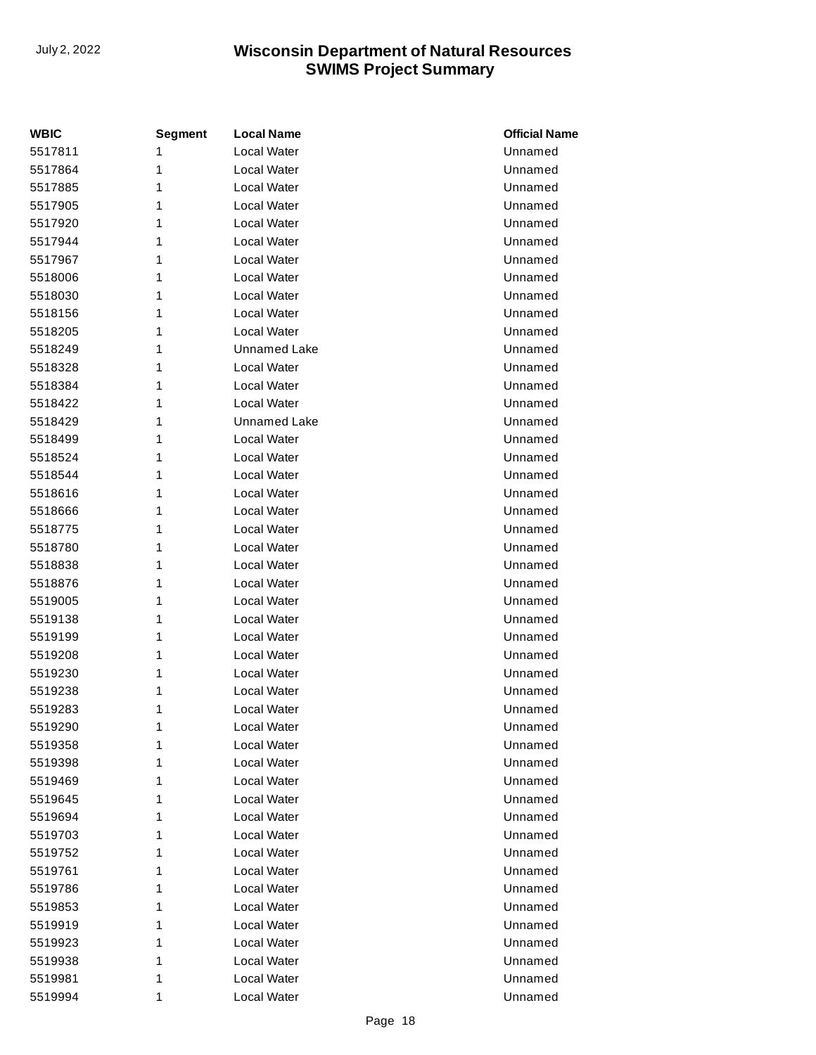| WBIC | Segment | Local Name | Official Name |
|---|---|---|---|
| 5517811 | 1 | Local Water | Unnamed |
| 5517864 | 1 | Local Water | Unnamed |
| 5517885 | 1 | Local Water | Unnamed |
| 5517905 | 1 | Local Water | Unnamed |
| 5517920 | 1 | Local Water | Unnamed |
| 5517944 | 1 | Local Water | Unnamed |
| 5517967 | 1 | Local Water | Unnamed |
| 5518006 | 1 | Local Water | Unnamed |
| 5518030 | 1 | Local Water | Unnamed |
| 5518156 | 1 | Local Water | Unnamed |
| 5518205 | 1 | Local Water | Unnamed |
| 5518249 | 1 | Unnamed Lake | Unnamed |
| 5518328 | 1 | Local Water | Unnamed |
| 5518384 | 1 | Local Water | Unnamed |
| 5518422 | 1 | Local Water | Unnamed |
| 5518429 | 1 | Unnamed Lake | Unnamed |
| 5518499 | 1 | Local Water | Unnamed |
| 5518524 | 1 | Local Water | Unnamed |
| 5518544 | 1 | Local Water | Unnamed |
| 5518616 | 1 | Local Water | Unnamed |
| 5518666 | 1 | Local Water | Unnamed |
| 5518775 | 1 | Local Water | Unnamed |
| 5518780 | 1 | Local Water | Unnamed |
| 5518838 | 1 | Local Water | Unnamed |
| 5518876 | 1 | Local Water | Unnamed |
| 5519005 | 1 | Local Water | Unnamed |
| 5519138 | 1 | Local Water | Unnamed |
| 5519199 | 1 | Local Water | Unnamed |
| 5519208 | 1 | Local Water | Unnamed |
| 5519230 | 1 | Local Water | Unnamed |
| 5519238 | 1 | Local Water | Unnamed |
| 5519283 | 1 | Local Water | Unnamed |
| 5519290 | 1 | Local Water | Unnamed |
| 5519358 | 1 | Local Water | Unnamed |
| 5519398 | 1 | Local Water | Unnamed |
| 5519469 | 1 | Local Water | Unnamed |
| 5519645 | 1 | Local Water | Unnamed |
| 5519694 | 1 | Local Water | Unnamed |
| 5519703 | 1 | Local Water | Unnamed |
| 5519752 | 1 | Local Water | Unnamed |
| 5519761 | 1 | Local Water | Unnamed |
| 5519786 | 1 | Local Water | Unnamed |
| 5519853 | 1 | Local Water | Unnamed |
| 5519919 | 1 | Local Water | Unnamed |
| 5519923 | 1 | Local Water | Unnamed |
| 5519938 | 1 | Local Water | Unnamed |
| 5519981 | 1 | Local Water | Unnamed |
| 5519994 | 1 | Local Water | Unnamed |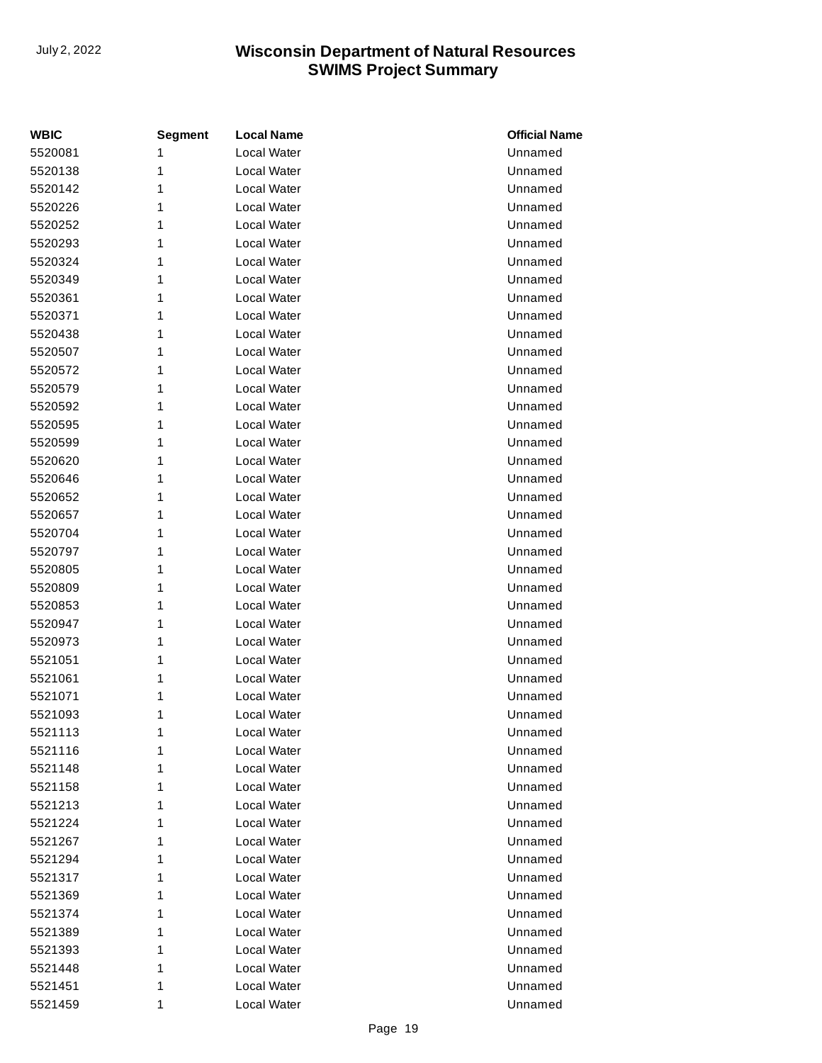| WBIC | Segment | Local Name | Official Name |
| --- | --- | --- | --- |
| 5520081 | 1 | Local Water | Unnamed |
| 5520138 | 1 | Local Water | Unnamed |
| 5520142 | 1 | Local Water | Unnamed |
| 5520226 | 1 | Local Water | Unnamed |
| 5520252 | 1 | Local Water | Unnamed |
| 5520293 | 1 | Local Water | Unnamed |
| 5520324 | 1 | Local Water | Unnamed |
| 5520349 | 1 | Local Water | Unnamed |
| 5520361 | 1 | Local Water | Unnamed |
| 5520371 | 1 | Local Water | Unnamed |
| 5520438 | 1 | Local Water | Unnamed |
| 5520507 | 1 | Local Water | Unnamed |
| 5520572 | 1 | Local Water | Unnamed |
| 5520579 | 1 | Local Water | Unnamed |
| 5520592 | 1 | Local Water | Unnamed |
| 5520595 | 1 | Local Water | Unnamed |
| 5520599 | 1 | Local Water | Unnamed |
| 5520620 | 1 | Local Water | Unnamed |
| 5520646 | 1 | Local Water | Unnamed |
| 5520652 | 1 | Local Water | Unnamed |
| 5520657 | 1 | Local Water | Unnamed |
| 5520704 | 1 | Local Water | Unnamed |
| 5520797 | 1 | Local Water | Unnamed |
| 5520805 | 1 | Local Water | Unnamed |
| 5520809 | 1 | Local Water | Unnamed |
| 5520853 | 1 | Local Water | Unnamed |
| 5520947 | 1 | Local Water | Unnamed |
| 5520973 | 1 | Local Water | Unnamed |
| 5521051 | 1 | Local Water | Unnamed |
| 5521061 | 1 | Local Water | Unnamed |
| 5521071 | 1 | Local Water | Unnamed |
| 5521093 | 1 | Local Water | Unnamed |
| 5521113 | 1 | Local Water | Unnamed |
| 5521116 | 1 | Local Water | Unnamed |
| 5521148 | 1 | Local Water | Unnamed |
| 5521158 | 1 | Local Water | Unnamed |
| 5521213 | 1 | Local Water | Unnamed |
| 5521224 | 1 | Local Water | Unnamed |
| 5521267 | 1 | Local Water | Unnamed |
| 5521294 | 1 | Local Water | Unnamed |
| 5521317 | 1 | Local Water | Unnamed |
| 5521369 | 1 | Local Water | Unnamed |
| 5521374 | 1 | Local Water | Unnamed |
| 5521389 | 1 | Local Water | Unnamed |
| 5521393 | 1 | Local Water | Unnamed |
| 5521448 | 1 | Local Water | Unnamed |
| 5521451 | 1 | Local Water | Unnamed |
| 5521459 | 1 | Local Water | Unnamed |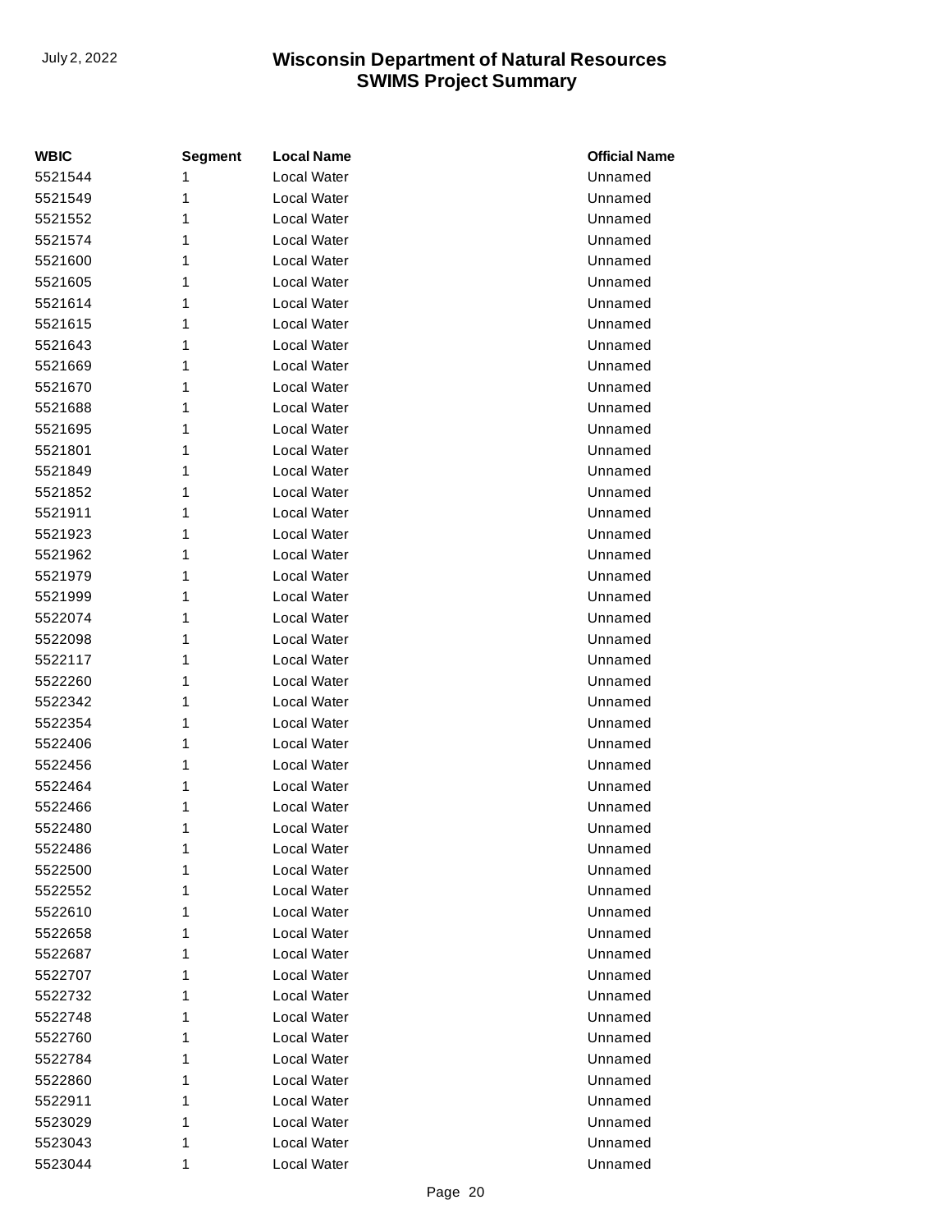| WBIC | Segment | Local Name | Official Name |
|---|---|---|---|
| 5521544 | 1 | Local Water | Unnamed |
| 5521549 | 1 | Local Water | Unnamed |
| 5521552 | 1 | Local Water | Unnamed |
| 5521574 | 1 | Local Water | Unnamed |
| 5521600 | 1 | Local Water | Unnamed |
| 5521605 | 1 | Local Water | Unnamed |
| 5521614 | 1 | Local Water | Unnamed |
| 5521615 | 1 | Local Water | Unnamed |
| 5521643 | 1 | Local Water | Unnamed |
| 5521669 | 1 | Local Water | Unnamed |
| 5521670 | 1 | Local Water | Unnamed |
| 5521688 | 1 | Local Water | Unnamed |
| 5521695 | 1 | Local Water | Unnamed |
| 5521801 | 1 | Local Water | Unnamed |
| 5521849 | 1 | Local Water | Unnamed |
| 5521852 | 1 | Local Water | Unnamed |
| 5521911 | 1 | Local Water | Unnamed |
| 5521923 | 1 | Local Water | Unnamed |
| 5521962 | 1 | Local Water | Unnamed |
| 5521979 | 1 | Local Water | Unnamed |
| 5521999 | 1 | Local Water | Unnamed |
| 5522074 | 1 | Local Water | Unnamed |
| 5522098 | 1 | Local Water | Unnamed |
| 5522117 | 1 | Local Water | Unnamed |
| 5522260 | 1 | Local Water | Unnamed |
| 5522342 | 1 | Local Water | Unnamed |
| 5522354 | 1 | Local Water | Unnamed |
| 5522406 | 1 | Local Water | Unnamed |
| 5522456 | 1 | Local Water | Unnamed |
| 5522464 | 1 | Local Water | Unnamed |
| 5522466 | 1 | Local Water | Unnamed |
| 5522480 | 1 | Local Water | Unnamed |
| 5522486 | 1 | Local Water | Unnamed |
| 5522500 | 1 | Local Water | Unnamed |
| 5522552 | 1 | Local Water | Unnamed |
| 5522610 | 1 | Local Water | Unnamed |
| 5522658 | 1 | Local Water | Unnamed |
| 5522687 | 1 | Local Water | Unnamed |
| 5522707 | 1 | Local Water | Unnamed |
| 5522732 | 1 | Local Water | Unnamed |
| 5522748 | 1 | Local Water | Unnamed |
| 5522760 | 1 | Local Water | Unnamed |
| 5522784 | 1 | Local Water | Unnamed |
| 5522860 | 1 | Local Water | Unnamed |
| 5522911 | 1 | Local Water | Unnamed |
| 5523029 | 1 | Local Water | Unnamed |
| 5523043 | 1 | Local Water | Unnamed |
| 5523044 | 1 | Local Water | Unnamed |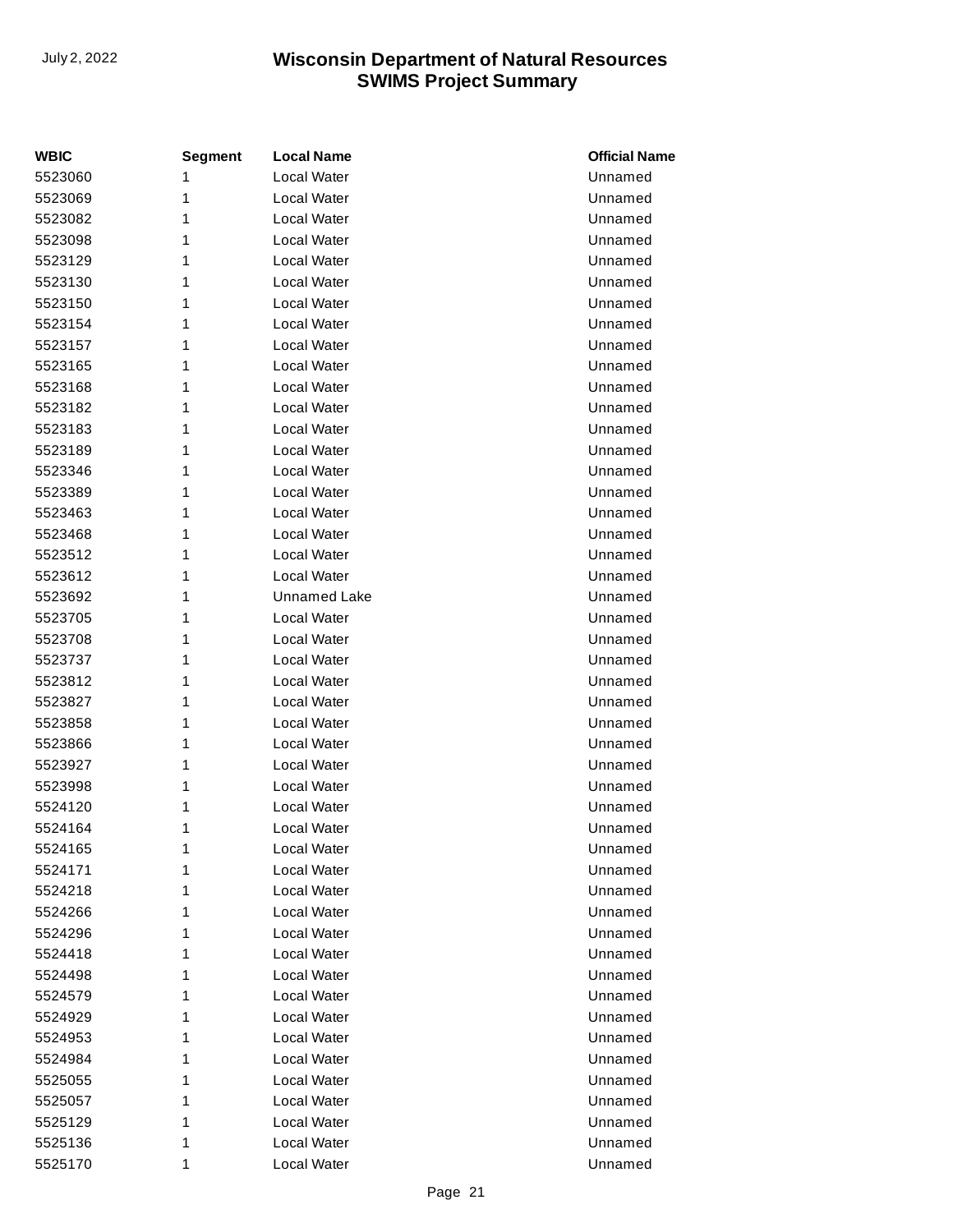| WBIC | Segment | Local Name | Official Name |
| --- | --- | --- | --- |
| 5523060 | 1 | Local Water | Unnamed |
| 5523069 | 1 | Local Water | Unnamed |
| 5523082 | 1 | Local Water | Unnamed |
| 5523098 | 1 | Local Water | Unnamed |
| 5523129 | 1 | Local Water | Unnamed |
| 5523130 | 1 | Local Water | Unnamed |
| 5523150 | 1 | Local Water | Unnamed |
| 5523154 | 1 | Local Water | Unnamed |
| 5523157 | 1 | Local Water | Unnamed |
| 5523165 | 1 | Local Water | Unnamed |
| 5523168 | 1 | Local Water | Unnamed |
| 5523182 | 1 | Local Water | Unnamed |
| 5523183 | 1 | Local Water | Unnamed |
| 5523189 | 1 | Local Water | Unnamed |
| 5523346 | 1 | Local Water | Unnamed |
| 5523389 | 1 | Local Water | Unnamed |
| 5523463 | 1 | Local Water | Unnamed |
| 5523468 | 1 | Local Water | Unnamed |
| 5523512 | 1 | Local Water | Unnamed |
| 5523612 | 1 | Local Water | Unnamed |
| 5523692 | 1 | Unnamed Lake | Unnamed |
| 5523705 | 1 | Local Water | Unnamed |
| 5523708 | 1 | Local Water | Unnamed |
| 5523737 | 1 | Local Water | Unnamed |
| 5523812 | 1 | Local Water | Unnamed |
| 5523827 | 1 | Local Water | Unnamed |
| 5523858 | 1 | Local Water | Unnamed |
| 5523866 | 1 | Local Water | Unnamed |
| 5523927 | 1 | Local Water | Unnamed |
| 5523998 | 1 | Local Water | Unnamed |
| 5524120 | 1 | Local Water | Unnamed |
| 5524164 | 1 | Local Water | Unnamed |
| 5524165 | 1 | Local Water | Unnamed |
| 5524171 | 1 | Local Water | Unnamed |
| 5524218 | 1 | Local Water | Unnamed |
| 5524266 | 1 | Local Water | Unnamed |
| 5524296 | 1 | Local Water | Unnamed |
| 5524418 | 1 | Local Water | Unnamed |
| 5524498 | 1 | Local Water | Unnamed |
| 5524579 | 1 | Local Water | Unnamed |
| 5524929 | 1 | Local Water | Unnamed |
| 5524953 | 1 | Local Water | Unnamed |
| 5524984 | 1 | Local Water | Unnamed |
| 5525055 | 1 | Local Water | Unnamed |
| 5525057 | 1 | Local Water | Unnamed |
| 5525129 | 1 | Local Water | Unnamed |
| 5525136 | 1 | Local Water | Unnamed |
| 5525170 | 1 | Local Water | Unnamed |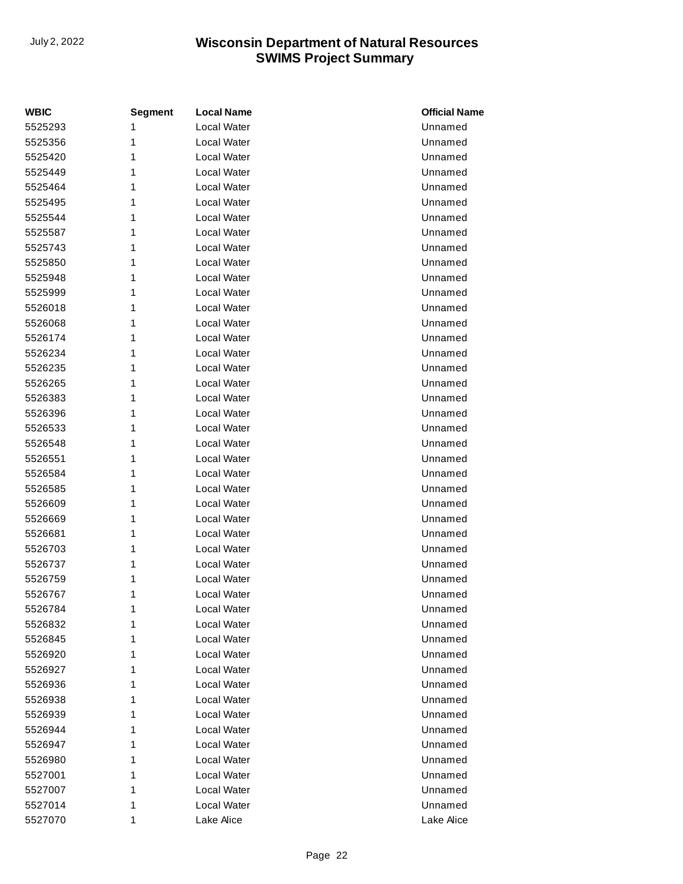| WBIC | Segment | Local Name | Official Name |
| --- | --- | --- | --- |
| 5525293 | 1 | Local Water | Unnamed |
| 5525356 | 1 | Local Water | Unnamed |
| 5525420 | 1 | Local Water | Unnamed |
| 5525449 | 1 | Local Water | Unnamed |
| 5525464 | 1 | Local Water | Unnamed |
| 5525495 | 1 | Local Water | Unnamed |
| 5525544 | 1 | Local Water | Unnamed |
| 5525587 | 1 | Local Water | Unnamed |
| 5525743 | 1 | Local Water | Unnamed |
| 5525850 | 1 | Local Water | Unnamed |
| 5525948 | 1 | Local Water | Unnamed |
| 5525999 | 1 | Local Water | Unnamed |
| 5526018 | 1 | Local Water | Unnamed |
| 5526068 | 1 | Local Water | Unnamed |
| 5526174 | 1 | Local Water | Unnamed |
| 5526234 | 1 | Local Water | Unnamed |
| 5526235 | 1 | Local Water | Unnamed |
| 5526265 | 1 | Local Water | Unnamed |
| 5526383 | 1 | Local Water | Unnamed |
| 5526396 | 1 | Local Water | Unnamed |
| 5526533 | 1 | Local Water | Unnamed |
| 5526548 | 1 | Local Water | Unnamed |
| 5526551 | 1 | Local Water | Unnamed |
| 5526584 | 1 | Local Water | Unnamed |
| 5526585 | 1 | Local Water | Unnamed |
| 5526609 | 1 | Local Water | Unnamed |
| 5526669 | 1 | Local Water | Unnamed |
| 5526681 | 1 | Local Water | Unnamed |
| 5526703 | 1 | Local Water | Unnamed |
| 5526737 | 1 | Local Water | Unnamed |
| 5526759 | 1 | Local Water | Unnamed |
| 5526767 | 1 | Local Water | Unnamed |
| 5526784 | 1 | Local Water | Unnamed |
| 5526832 | 1 | Local Water | Unnamed |
| 5526845 | 1 | Local Water | Unnamed |
| 5526920 | 1 | Local Water | Unnamed |
| 5526927 | 1 | Local Water | Unnamed |
| 5526936 | 1 | Local Water | Unnamed |
| 5526938 | 1 | Local Water | Unnamed |
| 5526939 | 1 | Local Water | Unnamed |
| 5526944 | 1 | Local Water | Unnamed |
| 5526947 | 1 | Local Water | Unnamed |
| 5526980 | 1 | Local Water | Unnamed |
| 5527001 | 1 | Local Water | Unnamed |
| 5527007 | 1 | Local Water | Unnamed |
| 5527014 | 1 | Local Water | Unnamed |
| 5527070 | 1 | Lake Alice | Lake Alice |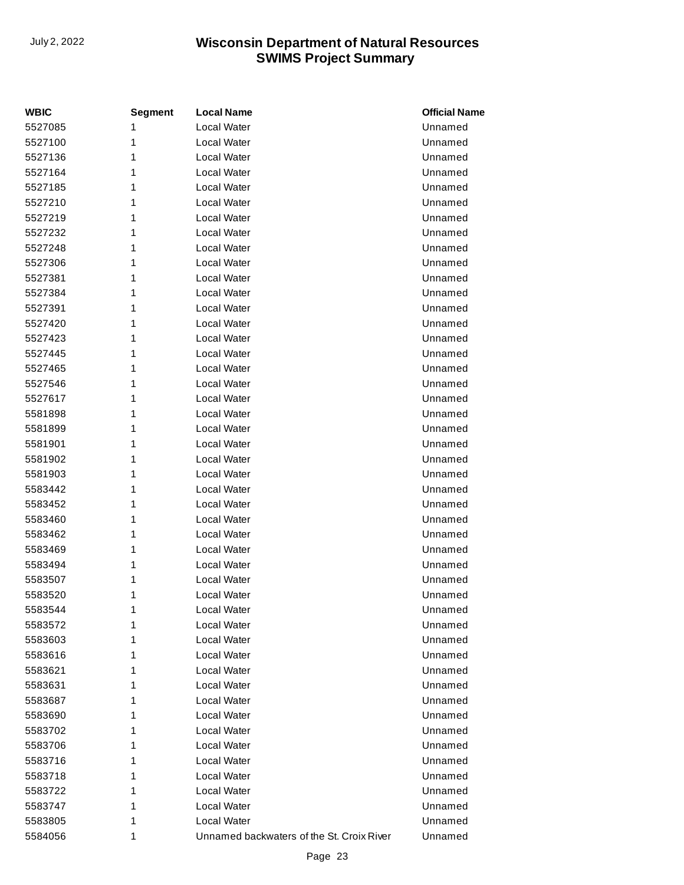| WBIC | Segment | Local Name | Official Name |
| --- | --- | --- | --- |
| 5527085 | 1 | Local Water | Unnamed |
| 5527100 | 1 | Local Water | Unnamed |
| 5527136 | 1 | Local Water | Unnamed |
| 5527164 | 1 | Local Water | Unnamed |
| 5527185 | 1 | Local Water | Unnamed |
| 5527210 | 1 | Local Water | Unnamed |
| 5527219 | 1 | Local Water | Unnamed |
| 5527232 | 1 | Local Water | Unnamed |
| 5527248 | 1 | Local Water | Unnamed |
| 5527306 | 1 | Local Water | Unnamed |
| 5527381 | 1 | Local Water | Unnamed |
| 5527384 | 1 | Local Water | Unnamed |
| 5527391 | 1 | Local Water | Unnamed |
| 5527420 | 1 | Local Water | Unnamed |
| 5527423 | 1 | Local Water | Unnamed |
| 5527445 | 1 | Local Water | Unnamed |
| 5527465 | 1 | Local Water | Unnamed |
| 5527546 | 1 | Local Water | Unnamed |
| 5527617 | 1 | Local Water | Unnamed |
| 5581898 | 1 | Local Water | Unnamed |
| 5581899 | 1 | Local Water | Unnamed |
| 5581901 | 1 | Local Water | Unnamed |
| 5581902 | 1 | Local Water | Unnamed |
| 5581903 | 1 | Local Water | Unnamed |
| 5583442 | 1 | Local Water | Unnamed |
| 5583452 | 1 | Local Water | Unnamed |
| 5583460 | 1 | Local Water | Unnamed |
| 5583462 | 1 | Local Water | Unnamed |
| 5583469 | 1 | Local Water | Unnamed |
| 5583494 | 1 | Local Water | Unnamed |
| 5583507 | 1 | Local Water | Unnamed |
| 5583520 | 1 | Local Water | Unnamed |
| 5583544 | 1 | Local Water | Unnamed |
| 5583572 | 1 | Local Water | Unnamed |
| 5583603 | 1 | Local Water | Unnamed |
| 5583616 | 1 | Local Water | Unnamed |
| 5583621 | 1 | Local Water | Unnamed |
| 5583631 | 1 | Local Water | Unnamed |
| 5583687 | 1 | Local Water | Unnamed |
| 5583690 | 1 | Local Water | Unnamed |
| 5583702 | 1 | Local Water | Unnamed |
| 5583706 | 1 | Local Water | Unnamed |
| 5583716 | 1 | Local Water | Unnamed |
| 5583718 | 1 | Local Water | Unnamed |
| 5583722 | 1 | Local Water | Unnamed |
| 5583747 | 1 | Local Water | Unnamed |
| 5583805 | 1 | Local Water | Unnamed |
| 5584056 | 1 | Unnamed backwaters of the St. Croix River | Unnamed |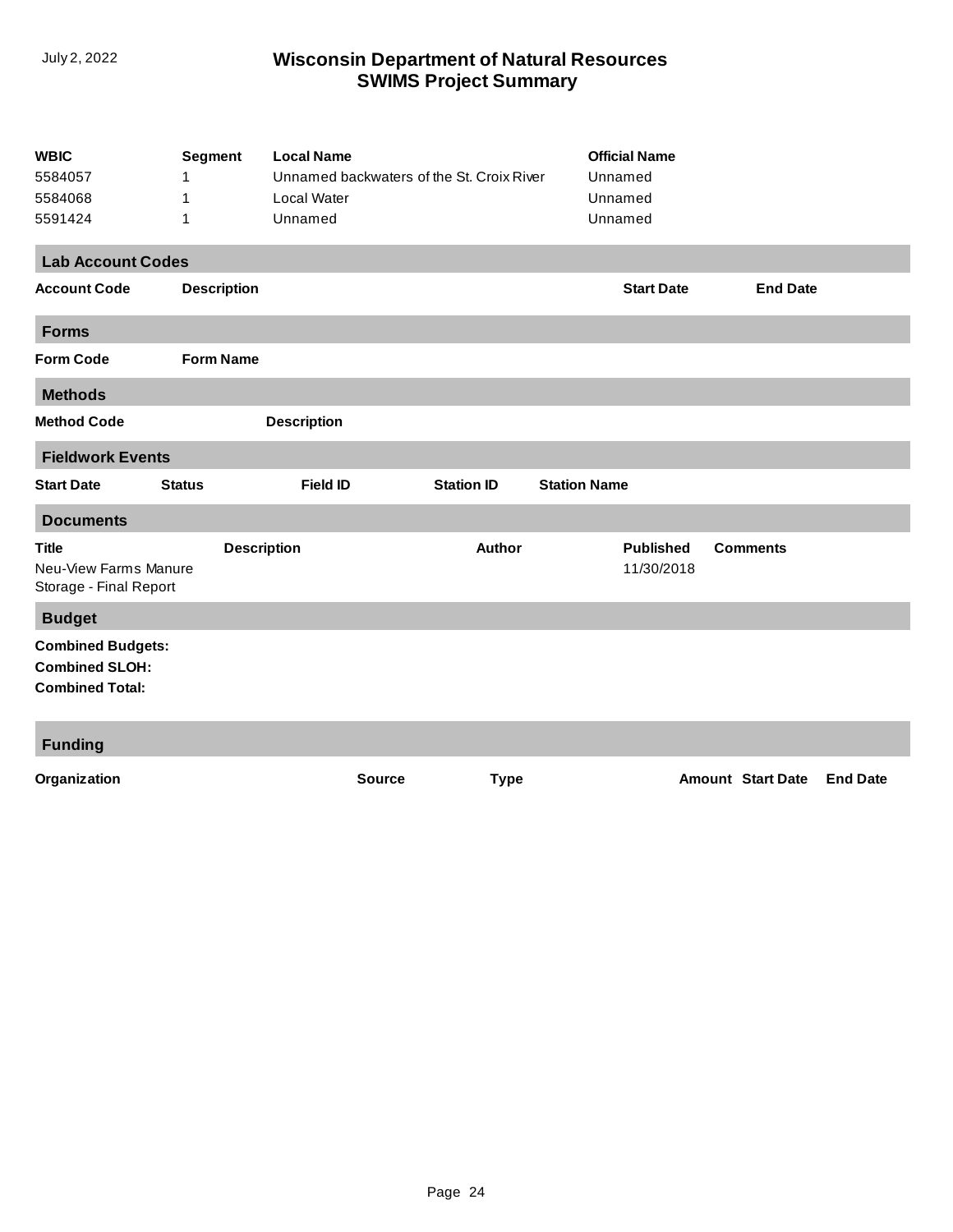| WBIC | Segment | Local Name | Official Name |
|---|---|---|---|
| 5584057 | 1 | Unnamed backwaters of the St. Croix River | Unnamed |
| 5584068 | 1 | Local Water | Unnamed |
| 5591424 | 1 | Unamed | Unnamed |

## Lab Account Codes

| Account Code | Description | Start Date | End Date |
|---|---|---|---|

## Forms

| Form Code | Form Name |
|---|---|

## Methods

| Method Code | Description |
|---|---|

## Fieldwork Events

| Start Date | Status | Field ID | Station ID | Station Name |
|---|---|---|---|---|

## Documents

| Title | Description | Author | Published | Comments |
|---|---|---|---|---|
| Neu-View Farms Manure Storage - Final Report | | | 11/30/2018 | |

## Budget

**Combined Budgets:**

**Combined SLOH:**

**Combined Total:**

## Funding

| Organization | Source | Type | Amount | Start Date | End Date |
|---|---|---|---|---|---|